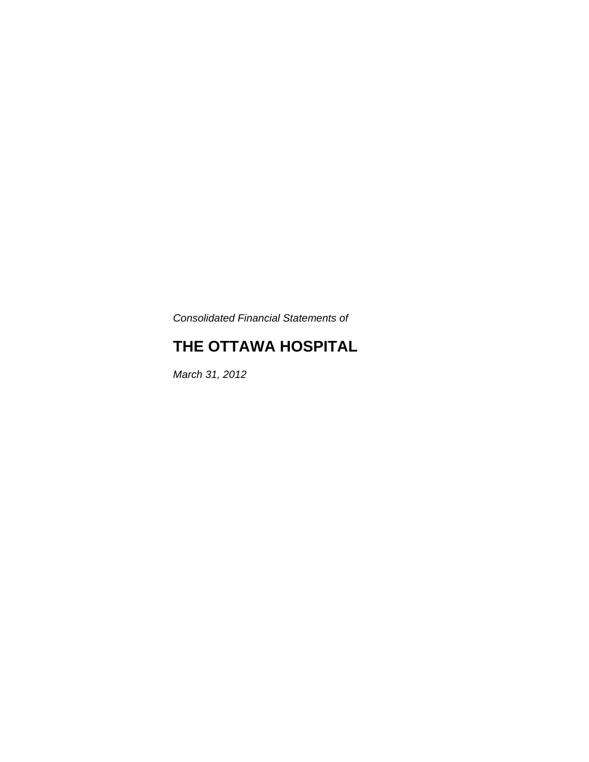*Consolidated Financial Statements of*

# THE OTTAWA HOSPITAL

*March 31, 2012*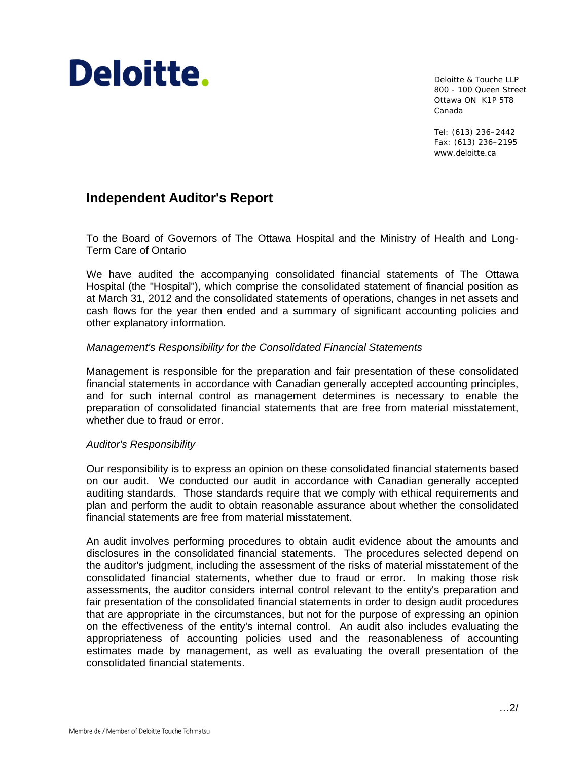Deloitte.

Deloitte & Touche LLP
800 - 100 Queen Street
Ottawa ON K1P 5T8
Canada

Tel: (613) 236–2442
Fax: (613) 236–2195
www.deloitte.ca

## Independent Auditor's Report

To the Board of Governors of The Ottawa Hospital and the Ministry of Health and Long-Term Care of Ontario

We have audited the accompanying consolidated financial statements of The Ottawa Hospital (the "Hospital"), which comprise the consolidated statement of financial position as at March 31, 2012 and the consolidated statements of operations, changes in net assets and cash flows for the year then ended and a summary of significant accounting policies and other explanatory information.

*Management's Responsibility for the Consolidated Financial Statements*

Management is responsible for the preparation and fair presentation of these consolidated financial statements in accordance with Canadian generally accepted accounting principles, and for such internal control as management determines is necessary to enable the preparation of consolidated financial statements that are free from material misstatement, whether due to fraud or error.

*Auditor's Responsibility*

Our responsibility is to express an opinion on these consolidated financial statements based on our audit. We conducted our audit in accordance with Canadian generally accepted auditing standards. Those standards require that we comply with ethical requirements and plan and perform the audit to obtain reasonable assurance about whether the consolidated financial statements are free from material misstatement.

An audit involves performing procedures to obtain audit evidence about the amounts and disclosures in the consolidated financial statements. The procedures selected depend on the auditor's judgment, including the assessment of the risks of material misstatement of the consolidated financial statements, whether due to fraud or error. In making those risk assessments, the auditor considers internal control relevant to the entity's preparation and fair presentation of the consolidated financial statements in order to design audit procedures that are appropriate in the circumstances, but not for the purpose of expressing an opinion on the effectiveness of the entity's internal control. An audit also includes evaluating the appropriateness of accounting policies used and the reasonableness of accounting estimates made by management, as well as evaluating the overall presentation of the consolidated financial statements.

…2/

Membre de / Member of Deloitte Touche Tohmatsu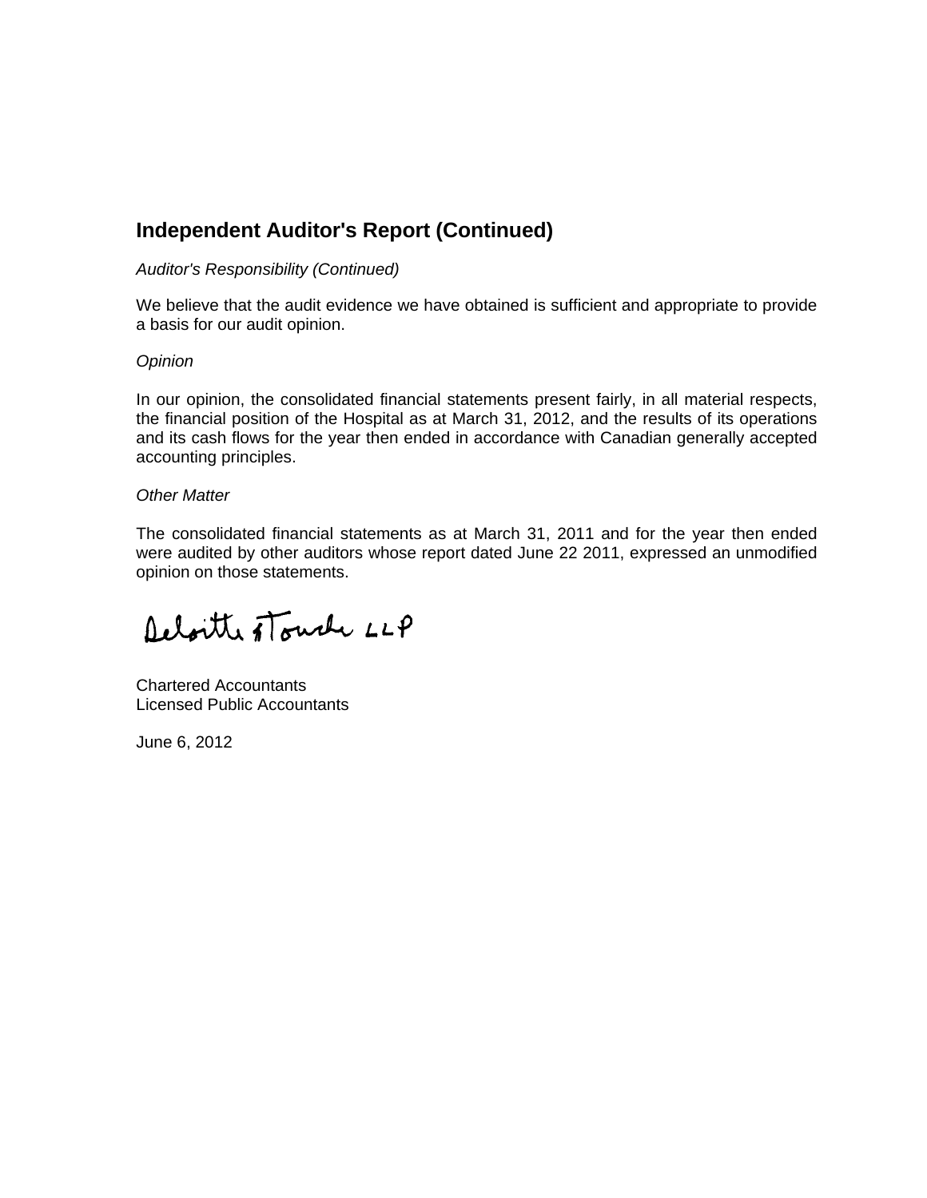## Independent Auditor's Report (Continued)

*Auditor's Responsibility (Continued)*

We believe that the audit evidence we have obtained is sufficient and appropriate to provide a basis for our audit opinion.

*Opinion*

In our opinion, the consolidated financial statements present fairly, in all material respects, the financial position of the Hospital as at March 31, 2012, and the results of its operations and its cash flows for the year then ended in accordance with Canadian generally accepted accounting principles.

*Other Matter*

The consolidated financial statements as at March 31, 2011 and for the year then ended were audited by other auditors whose report dated June 22 2011, expressed an unmodified opinion on those statements.

Deloitte & Touche LLP

Chartered Accountants
Licensed Public Accountants

June 6, 2012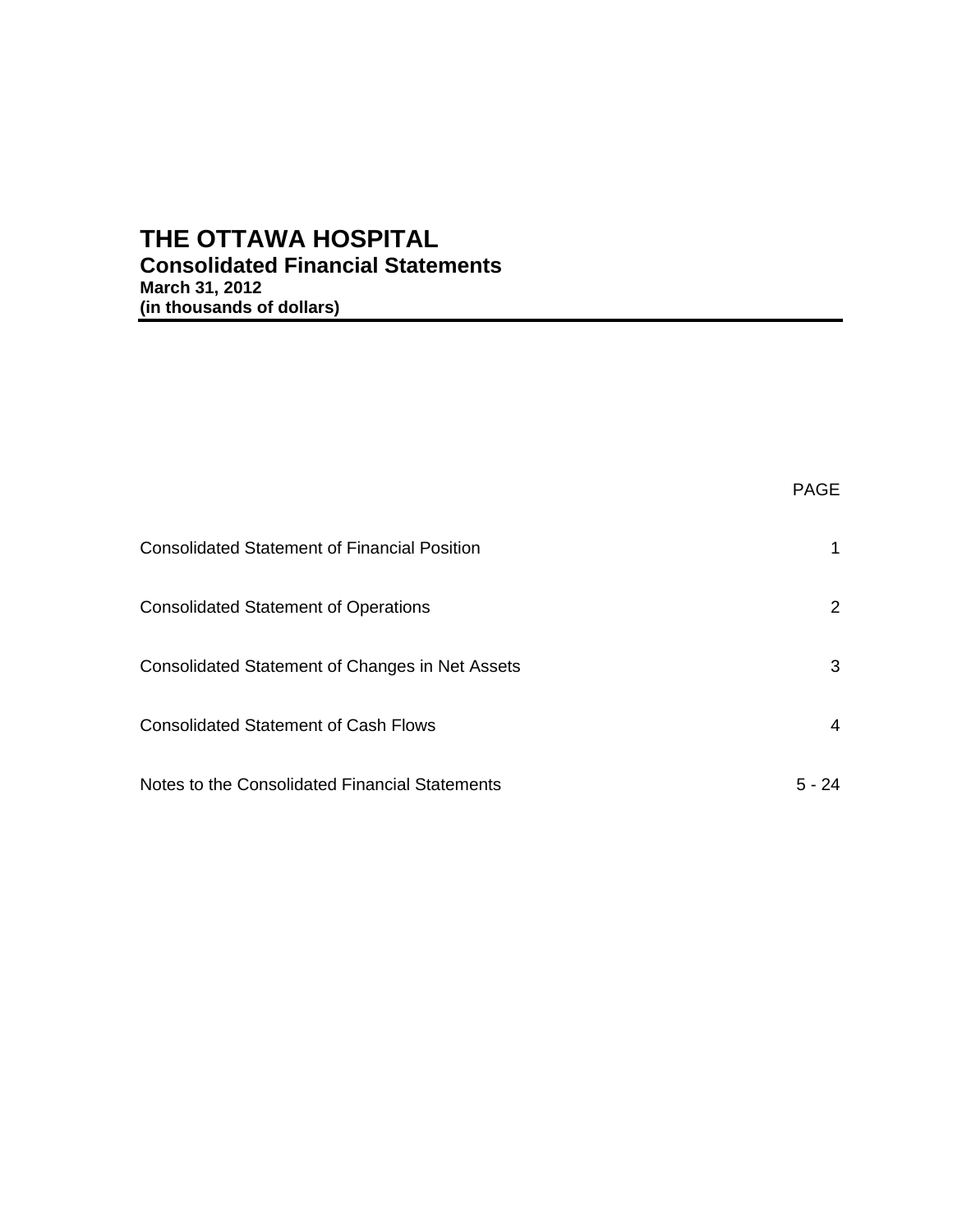# THE OTTAWA HOSPITAL

## Consolidated Financial Statements

**March 31, 2012**
**(in thousands of dollars)**

| | PAGE |
|---|---|
| Consolidated Statement of Financial Position | 1 |
| Consolidated Statement of Operations | 2 |
| Consolidated Statement of Changes in Net Assets | 3 |
| Consolidated Statement of Cash Flows | 4 |
| Notes to the Consolidated Financial Statements | 5 - 24 |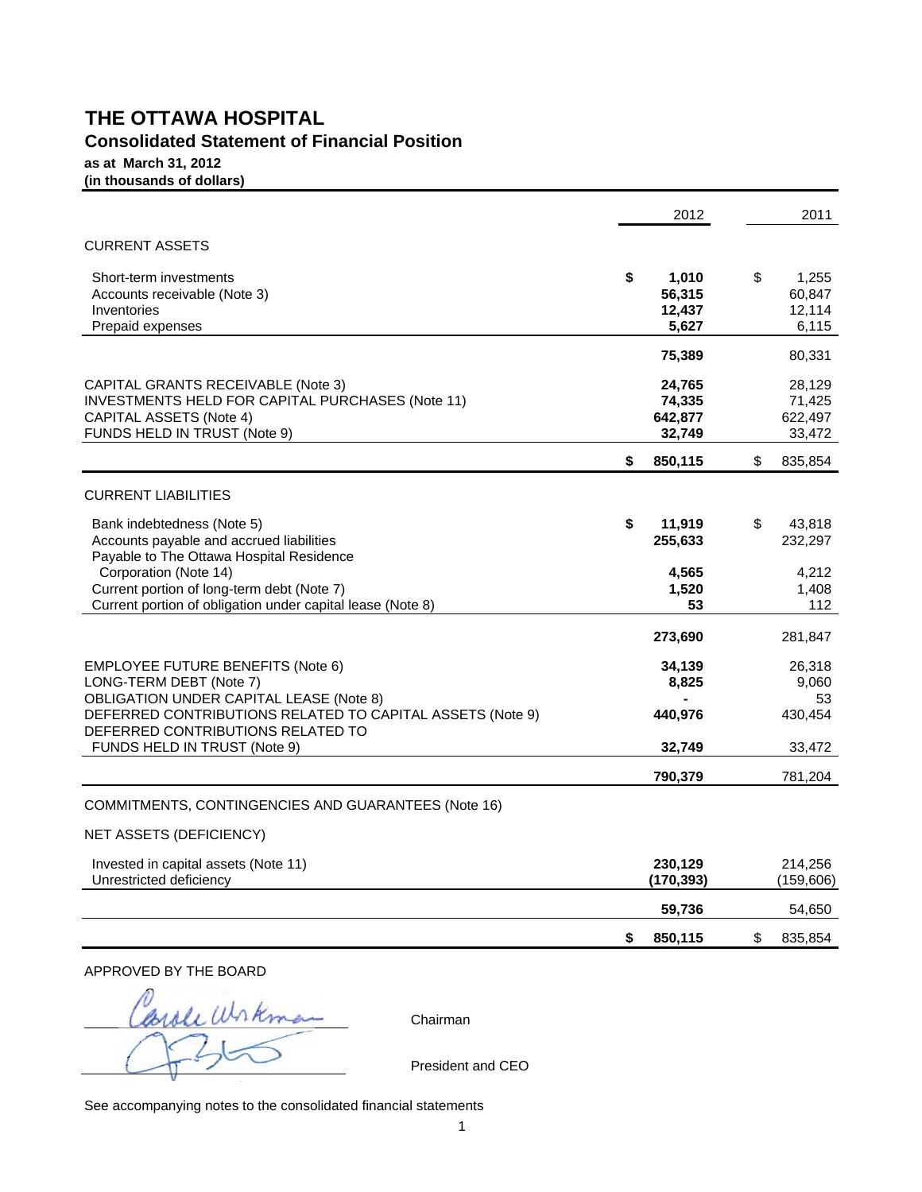# THE OTTAWA HOSPITAL

## Consolidated Statement of Financial Position

**as at March 31, 2012**
**(in thousands of dollars)**

| | 2012 | 2011 |
|---|---|---|
| CURRENT ASSETS | | |
| Short-term investments | **$ 1,010** | $ 1,255 |
| Accounts receivable (Note 3) | **56,315** | 60,847 |
| Inventories | **12,437** | 12,114 |
| Prepaid expenses | **5,627** | 6,115 |
| | **75,389** | 80,331 |
| CAPITAL GRANTS RECEIVABLE (Note 3) | **24,765** | 28,129 |
| INVESTMENTS HELD FOR CAPITAL PURCHASES (Note 11) | **74,335** | 71,425 |
| CAPITAL ASSETS (Note 4) | **642,877** | 622,497 |
| FUNDS HELD IN TRUST (Note 9) | **32,749** | 33,472 |
| | **$ 850,115** | $ 835,854 |
| CURRENT LIABILITIES | | |
| Bank indebtedness (Note 5) | **$ 11,919** | $ 43,818 |
| Accounts payable and accrued liabilities | **255,633** | 232,297 |
| Payable to The Ottawa Hospital Residence Corporation (Note 14) | **4,565** | 4,212 |
| Current portion of long-term debt (Note 7) | **1,520** | 1,408 |
| Current portion of obligation under capital lease (Note 8) | **53** | 112 |
| | **273,690** | 281,847 |
| EMPLOYEE FUTURE BENEFITS (Note 6) | **34,139** | 26,318 |
| LONG-TERM DEBT (Note 7) | **8,825** | 9,060 |
| OBLIGATION UNDER CAPITAL LEASE (Note 8) | **-** | 53 |
| DEFERRED CONTRIBUTIONS RELATED TO CAPITAL ASSETS (Note 9) | **440,976** | 430,454 |
| DEFERRED CONTRIBUTIONS RELATED TO FUNDS HELD IN TRUST (Note 9) | **32,749** | 33,472 |
| | **790,379** | 781,204 |
| COMMITMENTS, CONTINGENCIES AND GUARANTEES (Note 16) | | |
| NET ASSETS (DEFICIENCY) | | |
| Invested in capital assets (Note 11) | **230,129** | 214,256 |
| Unrestricted deficiency | **(170,393)** | (159,606) |
| | **59,736** | 54,650 |
| | **$ 850,115** | $ 835,854 |

APPROVED BY THE BOARD

Chairman

President and CEO

See accompanying notes to the consolidated financial statements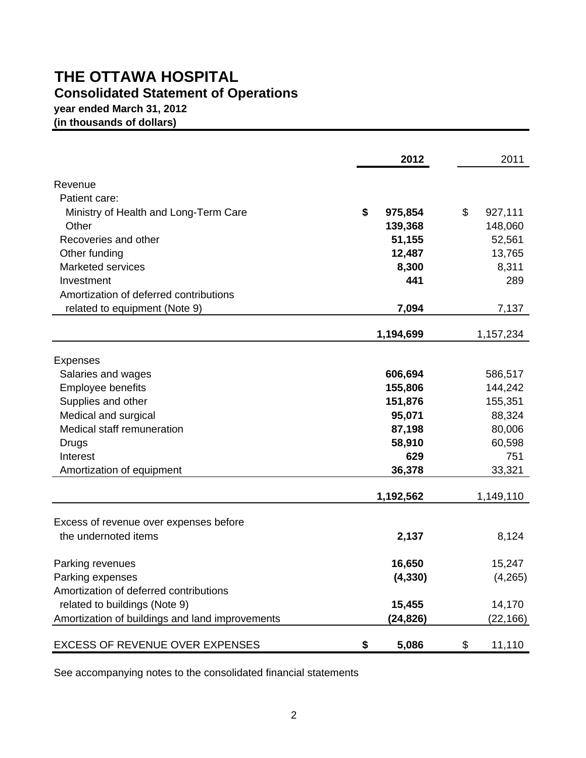# THE OTTAWA HOSPITAL

## Consolidated Statement of Operations

**year ended March 31, 2012**
**(in thousands of dollars)**

| | 2012 | 2011 |
|---|---|---|
| Revenue | | |
| Patient care: | | |
| Ministry of Health and Long-Term Care | $ 975,854 | $ 927,111 |
| Other | 139,368 | 148,060 |
| Recoveries and other | 51,155 | 52,561 |
| Other funding | 12,487 | 13,765 |
| Marketed services | 8,300 | 8,311 |
| Investment | 441 | 289 |
| Amortization of deferred contributions related to equipment (Note 9) | 7,094 | 7,137 |
| | 1,194,699 | 1,157,234 |
| Expenses | | |
| Salaries and wages | 606,694 | 586,517 |
| Employee benefits | 155,806 | 144,242 |
| Supplies and other | 151,876 | 155,351 |
| Medical and surgical | 95,071 | 88,324 |
| Medical staff remuneration | 87,198 | 80,006 |
| Drugs | 58,910 | 60,598 |
| Interest | 629 | 751 |
| Amortization of equipment | 36,378 | 33,321 |
| | 1,192,562 | 1,149,110 |
| Excess of revenue over expenses before the undernoted items | 2,137 | 8,124 |
| Parking revenues | 16,650 | 15,247 |
| Parking expenses | (4,330) | (4,265) |
| Amortization of deferred contributions related to buildings (Note 9) | 15,455 | 14,170 |
| Amortization of buildings and land improvements | (24,826) | (22,166) |
| EXCESS OF REVENUE OVER EXPENSES | $ 5,086 | $ 11,110 |

See accompanying notes to the consolidated financial statements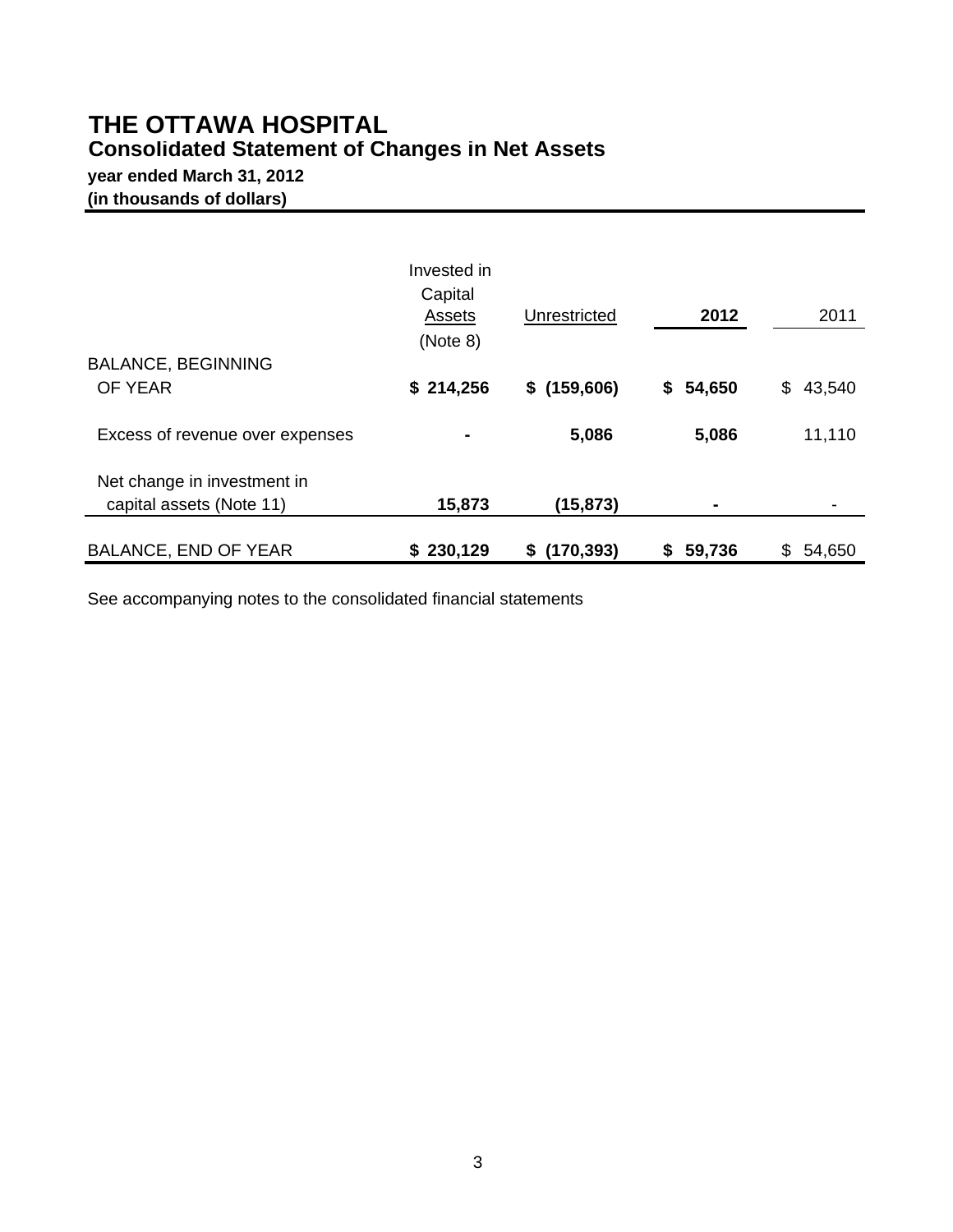# THE OTTAWA HOSPITAL

## Consolidated Statement of Changes in Net Assets

**year ended March 31, 2012**
**(in thousands of dollars)**

| | Invested in Capital Assets (Note 8) | Unrestricted | **2012** | 2011 |
|---|---|---|---|---|
| BALANCE, BEGINNING OF YEAR | **$ 214,256** | **$ (159,606)** | **$ 54,650** | $ 43,540 |
| Excess of revenue over expenses | **-** | **5,086** | **5,086** | 11,110 |
| Net change in investment in capital assets (Note 11) | **15,873** | **(15,873)** | **-** | - |
| BALANCE, END OF YEAR | **$ 230,129** | **$ (170,393)** | **$ 59,736** | $ 54,650 |

See accompanying notes to the consolidated financial statements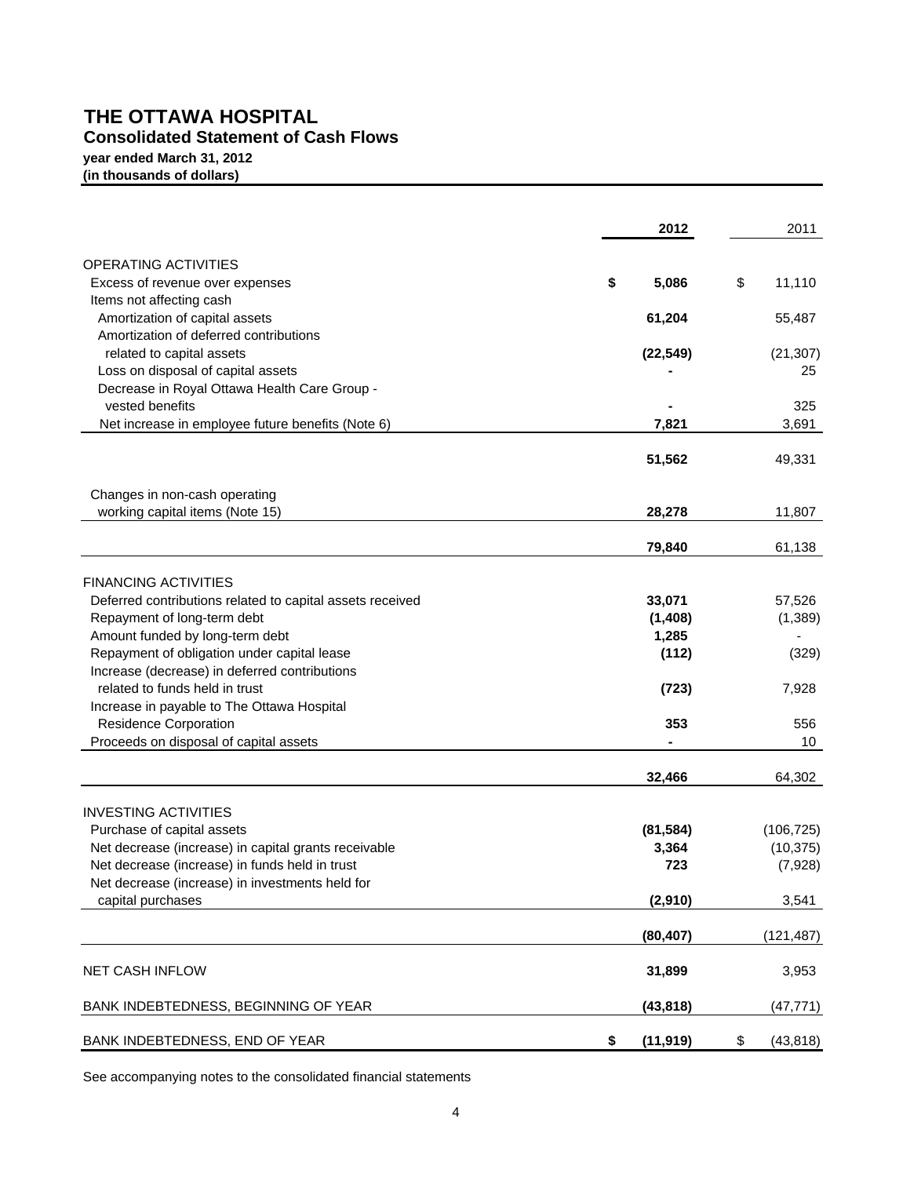# THE OTTAWA HOSPITAL

## Consolidated Statement of Cash Flows

**year ended March 31, 2012**
**(in thousands of dollars)**

| | 2012 | 2011 |
|---|---|---|
| OPERATING ACTIVITIES | | |
| Excess of revenue over expenses | **$ 5,086** | $ 11,110 |
| Items not affecting cash | | |
| Amortization of capital assets | **61,204** | 55,487 |
| Amortization of deferred contributions related to capital assets | **(22,549)** | (21,307) |
| Loss on disposal of capital assets | **-** | 25 |
| Decrease in Royal Ottawa Health Care Group - vested benefits | **-** | 325 |
| Net increase in employee future benefits (Note 6) | **7,821** | 3,691 |
| | **51,562** | 49,331 |
| Changes in non-cash operating working capital items (Note 15) | **28,278** | 11,807 |
| | **79,840** | 61,138 |
| FINANCING ACTIVITIES | | |
| Deferred contributions related to capital assets received | **33,071** | 57,526 |
| Repayment of long-term debt | **(1,408)** | (1,389) |
| Amount funded by long-term debt | **1,285** | - |
| Repayment of obligation under capital lease | **(112)** | (329) |
| Increase (decrease) in deferred contributions related to funds held in trust | **(723)** | 7,928 |
| Increase in payable to The Ottawa Hospital Residence Corporation | **353** | 556 |
| Proceeds on disposal of capital assets | **-** | 10 |
| | **32,466** | 64,302 |
| INVESTING ACTIVITIES | | |
| Purchase of capital assets | **(81,584)** | (106,725) |
| Net decrease (increase) in capital grants receivable | **3,364** | (10,375) |
| Net decrease (increase) in funds held in trust | **723** | (7,928) |
| Net decrease (increase) in investments held for capital purchases | **(2,910)** | 3,541 |
| | **(80,407)** | (121,487) |
| NET CASH INFLOW | **31,899** | 3,953 |
| BANK INDEBTEDNESS, BEGINNING OF YEAR | **(43,818)** | (47,771) |
| BANK INDEBTEDNESS, END OF YEAR | **$ (11,919)** | $ (43,818) |

See accompanying notes to the consolidated financial statements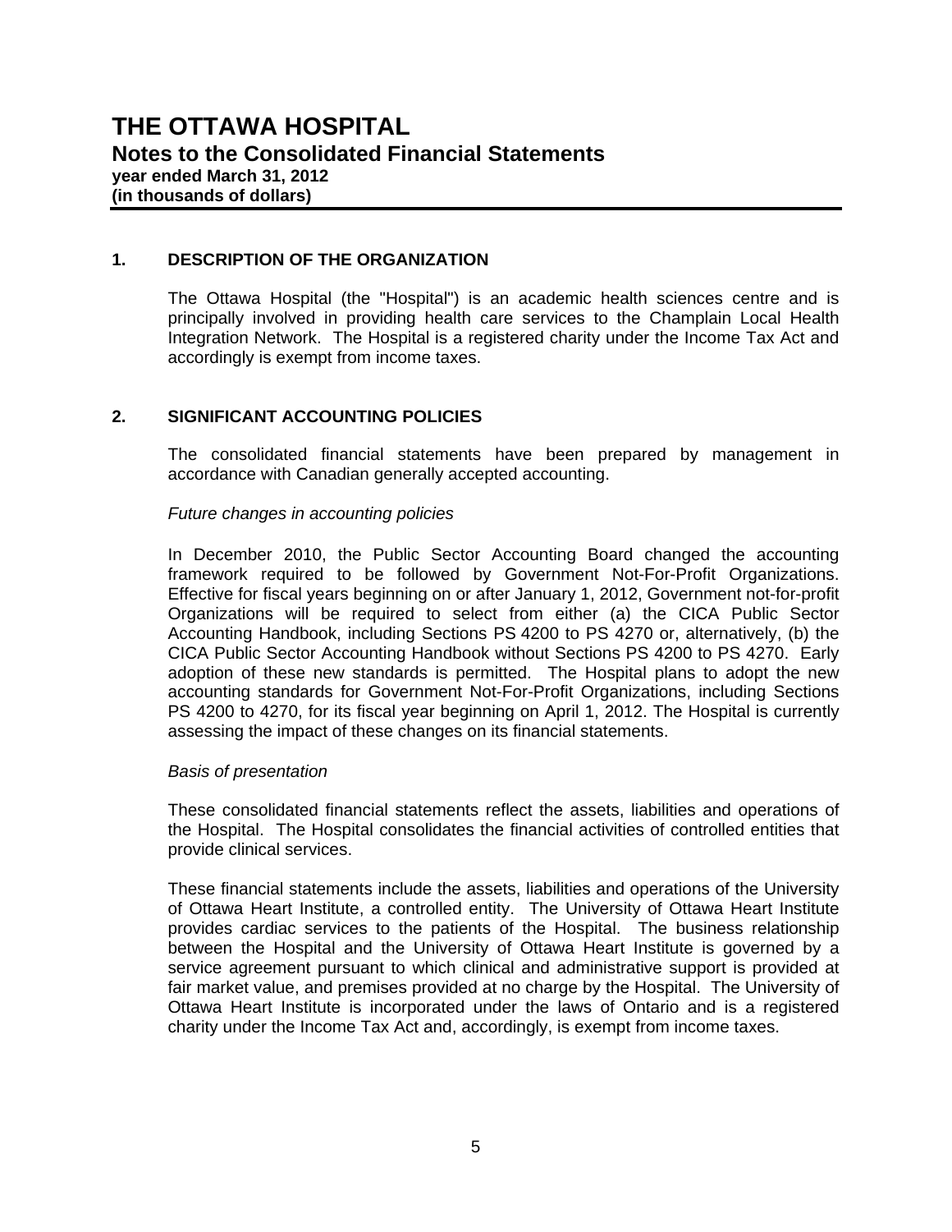# THE OTTAWA HOSPITAL

## Notes to the Consolidated Financial Statements

**year ended March 31, 2012**
**(in thousands of dollars)**

### 1. DESCRIPTION OF THE ORGANIZATION

The Ottawa Hospital (the "Hospital") is an academic health sciences centre and is principally involved in providing health care services to the Champlain Local Health Integration Network. The Hospital is a registered charity under the Income Tax Act and accordingly is exempt from income taxes.

### 2. SIGNIFICANT ACCOUNTING POLICIES

The consolidated financial statements have been prepared by management in accordance with Canadian generally accepted accounting.

*Future changes in accounting policies*

In December 2010, the Public Sector Accounting Board changed the accounting framework required to be followed by Government Not-For-Profit Organizations. Effective for fiscal years beginning on or after January 1, 2012, Government not-for-profit Organizations will be required to select from either (a) the CICA Public Sector Accounting Handbook, including Sections PS 4200 to PS 4270 or, alternatively, (b) the CICA Public Sector Accounting Handbook without Sections PS 4200 to PS 4270. Early adoption of these new standards is permitted. The Hospital plans to adopt the new accounting standards for Government Not-For-Profit Organizations, including Sections PS 4200 to 4270, for its fiscal year beginning on April 1, 2012. The Hospital is currently assessing the impact of these changes on its financial statements.

*Basis of presentation*

These consolidated financial statements reflect the assets, liabilities and operations of the Hospital. The Hospital consolidates the financial activities of controlled entities that provide clinical services.

These financial statements include the assets, liabilities and operations of the University of Ottawa Heart Institute, a controlled entity. The University of Ottawa Heart Institute provides cardiac services to the patients of the Hospital. The business relationship between the Hospital and the University of Ottawa Heart Institute is governed by a service agreement pursuant to which clinical and administrative support is provided at fair market value, and premises provided at no charge by the Hospital. The University of Ottawa Heart Institute is incorporated under the laws of Ontario and is a registered charity under the Income Tax Act and, accordingly, is exempt from income taxes.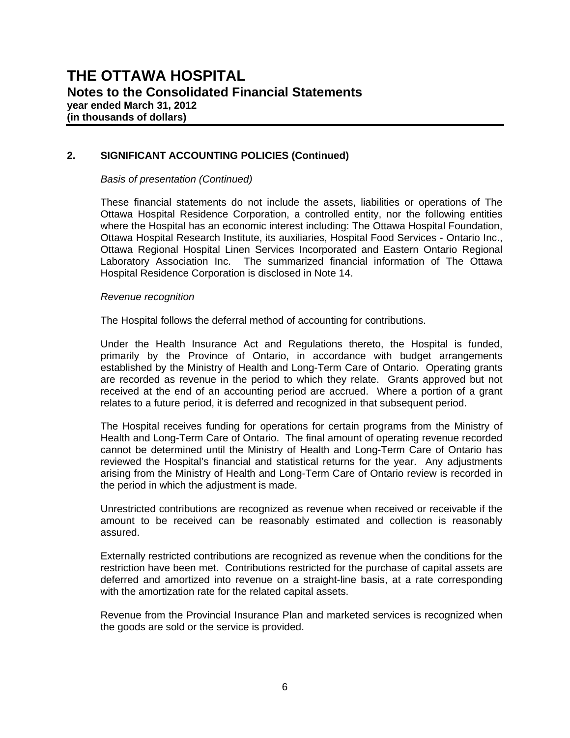## 2. SIGNIFICANT ACCOUNTING POLICIES (Continued)

*Basis of presentation (Continued)*

These financial statements do not include the assets, liabilities or operations of The Ottawa Hospital Residence Corporation, a controlled entity, nor the following entities where the Hospital has an economic interest including: The Ottawa Hospital Foundation, Ottawa Hospital Research Institute, its auxiliaries, Hospital Food Services - Ontario Inc., Ottawa Regional Hospital Linen Services Incorporated and Eastern Ontario Regional Laboratory Association Inc. The summarized financial information of The Ottawa Hospital Residence Corporation is disclosed in Note 14.

*Revenue recognition*

The Hospital follows the deferral method of accounting for contributions.

Under the Health Insurance Act and Regulations thereto, the Hospital is funded, primarily by the Province of Ontario, in accordance with budget arrangements established by the Ministry of Health and Long-Term Care of Ontario. Operating grants are recorded as revenue in the period to which they relate. Grants approved but not received at the end of an accounting period are accrued. Where a portion of a grant relates to a future period, it is deferred and recognized in that subsequent period.

The Hospital receives funding for operations for certain programs from the Ministry of Health and Long-Term Care of Ontario. The final amount of operating revenue recorded cannot be determined until the Ministry of Health and Long-Term Care of Ontario has reviewed the Hospital's financial and statistical returns for the year. Any adjustments arising from the Ministry of Health and Long-Term Care of Ontario review is recorded in the period in which the adjustment is made.

Unrestricted contributions are recognized as revenue when received or receivable if the amount to be received can be reasonably estimated and collection is reasonably assured.

Externally restricted contributions are recognized as revenue when the conditions for the restriction have been met. Contributions restricted for the purchase of capital assets are deferred and amortized into revenue on a straight-line basis, at a rate corresponding with the amortization rate for the related capital assets.

Revenue from the Provincial Insurance Plan and marketed services is recognized when the goods are sold or the service is provided.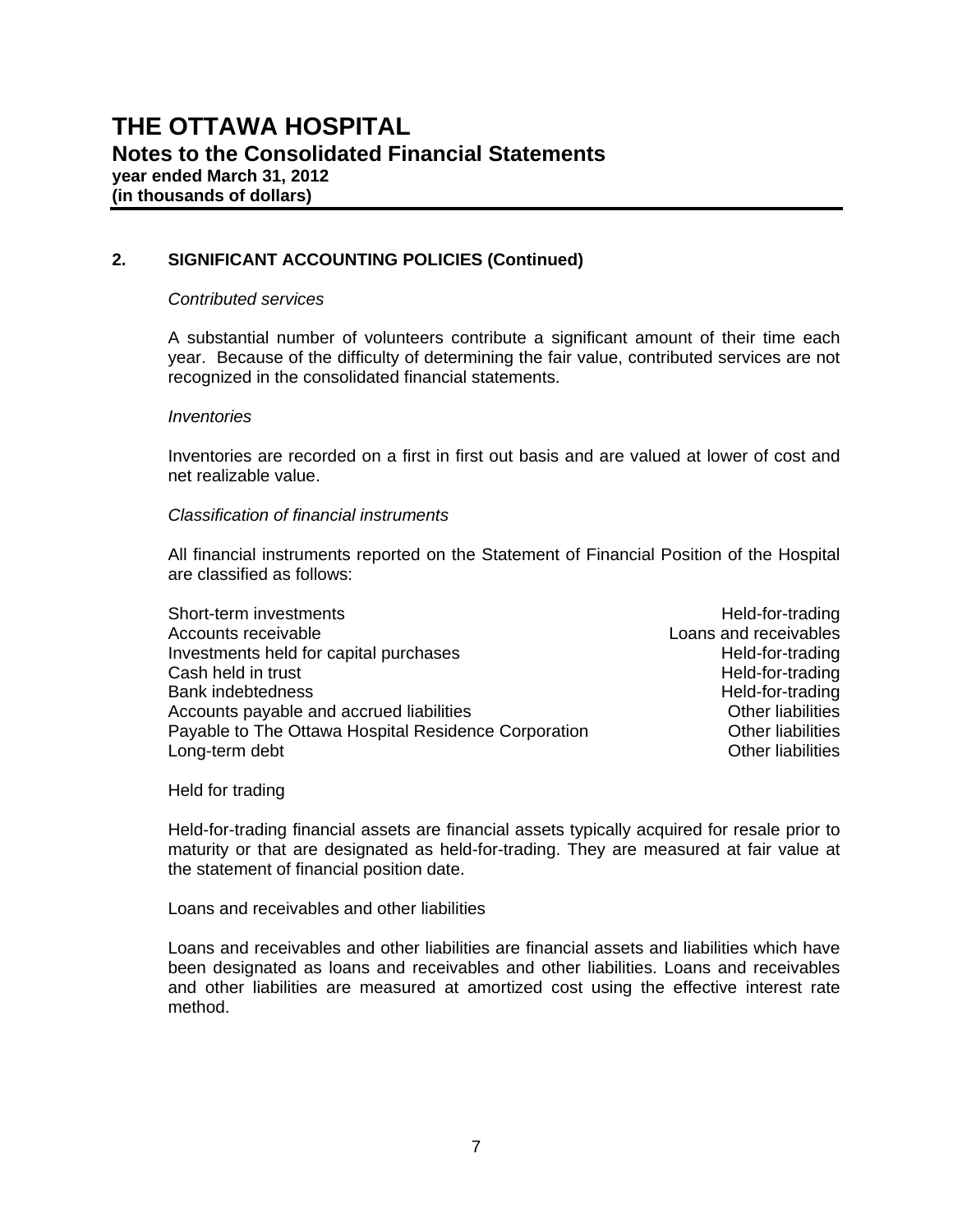# THE OTTAWA HOSPITAL
## Notes to the Consolidated Financial Statements
**year ended March 31, 2012**
**(in thousands of dollars)**

## 2. SIGNIFICANT ACCOUNTING POLICIES (Continued)

*Contributed services*

A substantial number of volunteers contribute a significant amount of their time each year. Because of the difficulty of determining the fair value, contributed services are not recognized in the consolidated financial statements.

*Inventories*

Inventories are recorded on a first in first out basis and are valued at lower of cost and net realizable value.

*Classification of financial instruments*

All financial instruments reported on the Statement of Financial Position of the Hospital are classified as follows:

| | |
|---|---|
| Short-term investments | Held-for-trading |
| Accounts receivable | Loans and receivables |
| Investments held for capital purchases | Held-for-trading |
| Cash held in trust | Held-for-trading |
| Bank indebtedness | Held-for-trading |
| Accounts payable and accrued liabilities | Other liabilities |
| Payable to The Ottawa Hospital Residence Corporation | Other liabilities |
| Long-term debt | Other liabilities |

Held for trading

Held-for-trading financial assets are financial assets typically acquired for resale prior to maturity or that are designated as held-for-trading. They are measured at fair value at the statement of financial position date.

Loans and receivables and other liabilities

Loans and receivables and other liabilities are financial assets and liabilities which have been designated as loans and receivables and other liabilities. Loans and receivables and other liabilities are measured at amortized cost using the effective interest rate method.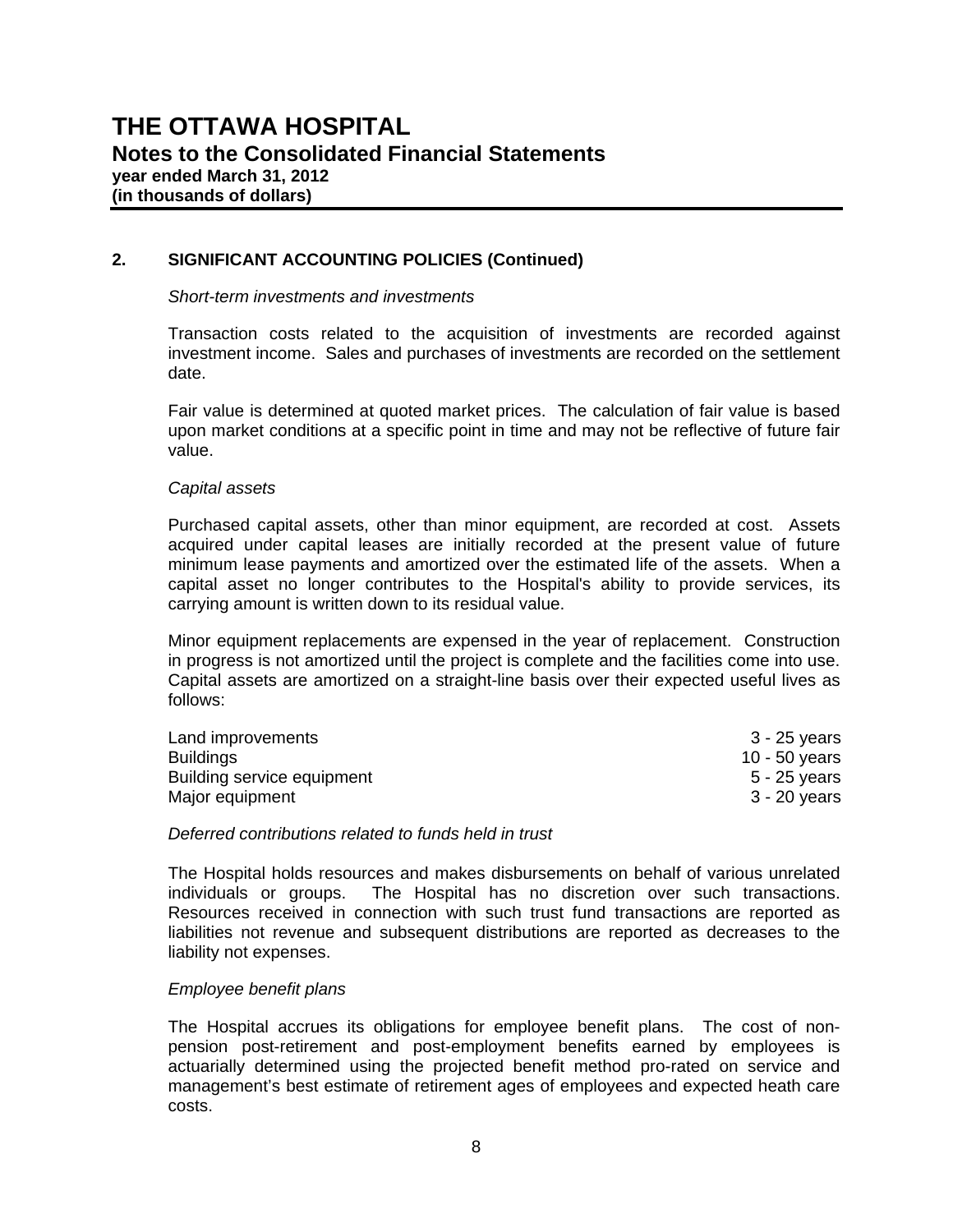# THE OTTAWA HOSPITAL
## Notes to the Consolidated Financial Statements
**year ended March 31, 2012**
**(in thousands of dollars)**

### 2. SIGNIFICANT ACCOUNTING POLICIES (Continued)

*Short-term investments and investments*

Transaction costs related to the acquisition of investments are recorded against investment income. Sales and purchases of investments are recorded on the settlement date.

Fair value is determined at quoted market prices. The calculation of fair value is based upon market conditions at a specific point in time and may not be reflective of future fair value.

*Capital assets*

Purchased capital assets, other than minor equipment, are recorded at cost. Assets acquired under capital leases are initially recorded at the present value of future minimum lease payments and amortized over the estimated life of the assets. When a capital asset no longer contributes to the Hospital's ability to provide services, its carrying amount is written down to its residual value.

Minor equipment replacements are expensed in the year of replacement. Construction in progress is not amortized until the project is complete and the facilities come into use. Capital assets are amortized on a straight-line basis over their expected useful lives as follows:

| | |
|---|---|
| Land improvements | 3 - 25 years |
| Buildings | 10 - 50 years |
| Building service equipment | 5 - 25 years |
| Major equipment | 3 - 20 years |

*Deferred contributions related to funds held in trust*

The Hospital holds resources and makes disbursements on behalf of various unrelated individuals or groups. The Hospital has no discretion over such transactions. Resources received in connection with such trust fund transactions are reported as liabilities not revenue and subsequent distributions are reported as decreases to the liability not expenses.

*Employee benefit plans*

The Hospital accrues its obligations for employee benefit plans. The cost of non-pension post-retirement and post-employment benefits earned by employees is actuarially determined using the projected benefit method pro-rated on service and management's best estimate of retirement ages of employees and expected heath care costs.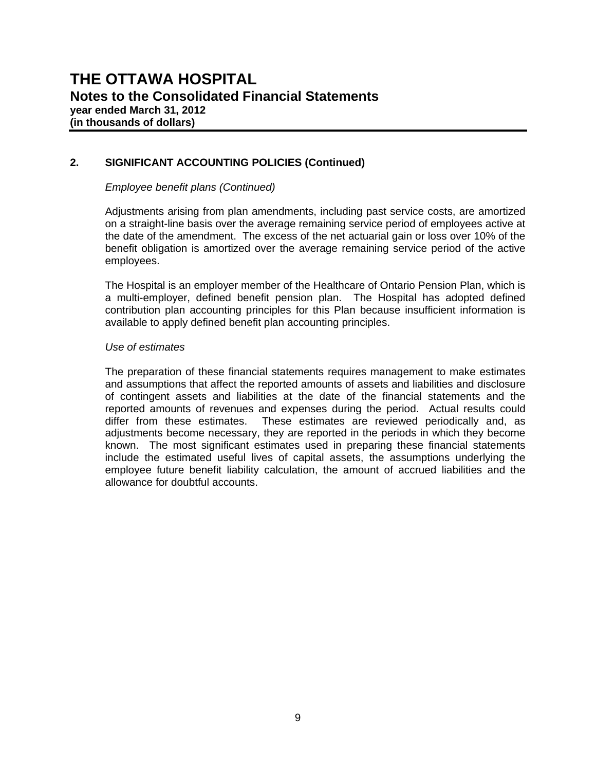# THE OTTAWA HOSPITAL

## Notes to the Consolidated Financial Statements

**year ended March 31, 2012**
**(in thousands of dollars)**

### 2. SIGNIFICANT ACCOUNTING POLICIES (Continued)

*Employee benefit plans (Continued)*

Adjustments arising from plan amendments, including past service costs, are amortized on a straight-line basis over the average remaining service period of employees active at the date of the amendment. The excess of the net actuarial gain or loss over 10% of the benefit obligation is amortized over the average remaining service period of the active employees.

The Hospital is an employer member of the Healthcare of Ontario Pension Plan, which is a multi-employer, defined benefit pension plan. The Hospital has adopted defined contribution plan accounting principles for this Plan because insufficient information is available to apply defined benefit plan accounting principles.

*Use of estimates*

The preparation of these financial statements requires management to make estimates and assumptions that affect the reported amounts of assets and liabilities and disclosure of contingent assets and liabilities at the date of the financial statements and the reported amounts of revenues and expenses during the period. Actual results could differ from these estimates. These estimates are reviewed periodically and, as adjustments become necessary, they are reported in the periods in which they become known. The most significant estimates used in preparing these financial statements include the estimated useful lives of capital assets, the assumptions underlying the employee future benefit liability calculation, the amount of accrued liabilities and the allowance for doubtful accounts.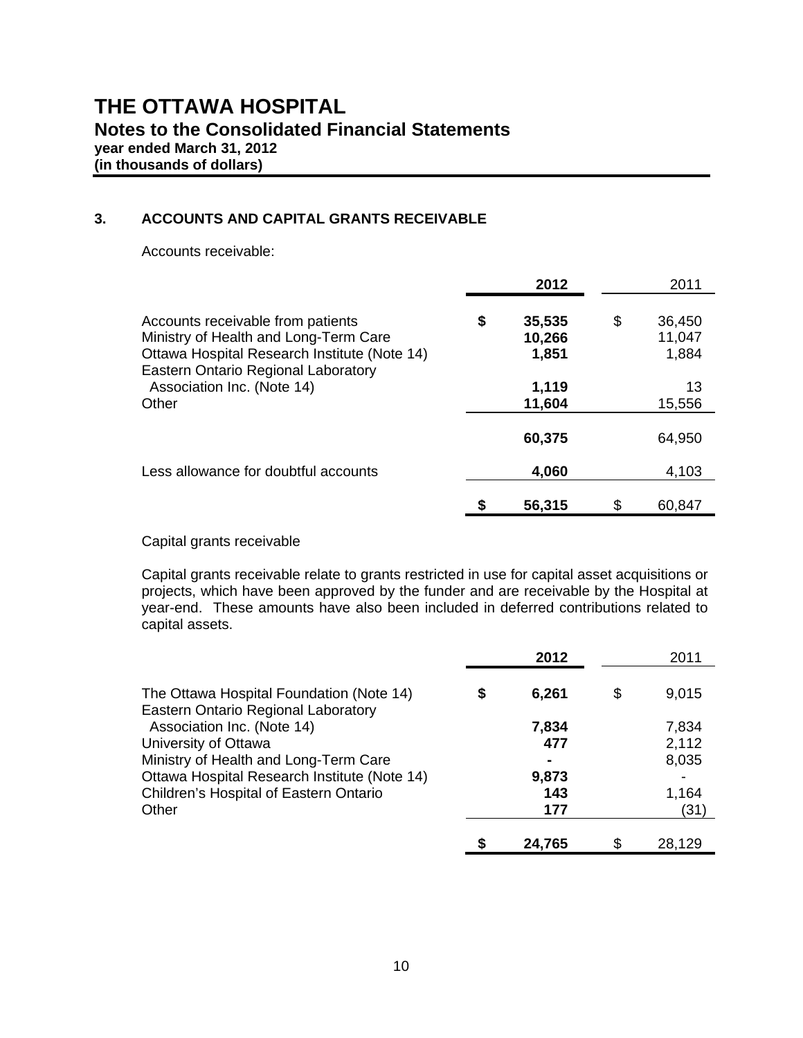# THE OTTAWA HOSPITAL

## Notes to the Consolidated Financial Statements

**year ended March 31, 2012**
**(in thousands of dollars)**

### 3. ACCOUNTS AND CAPITAL GRANTS RECEIVABLE

Accounts receivable:

| | 2012 | 2011 |
|---|---|---|
| Accounts receivable from patients | $ 35,535 | $ 36,450 |
| Ministry of Health and Long-Term Care | 10,266 | 11,047 |
| Ottawa Hospital Research Institute (Note 14) | 1,851 | 1,884 |
| Eastern Ontario Regional Laboratory Association Inc. (Note 14) | 1,119 | 13 |
| Other | 11,604 | 15,556 |
| | 60,375 | 64,950 |
| Less allowance for doubtful accounts | 4,060 | 4,103 |
| | $ 56,315 | $ 60,847 |

Capital grants receivable

Capital grants receivable relate to grants restricted in use for capital asset acquisitions or projects, which have been approved by the funder and are receivable by the Hospital at year-end. These amounts have also been included in deferred contributions related to capital assets.

| | 2012 | 2011 |
|---|---|---|
| The Ottawa Hospital Foundation (Note 14) | $ 6,261 | $ 9,015 |
| Eastern Ontario Regional Laboratory Association Inc. (Note 14) | 7,834 | 7,834 |
| University of Ottawa | 477 | 2,112 |
| Ministry of Health and Long-Term Care | - | 8,035 |
| Ottawa Hospital Research Institute (Note 14) | 9,873 | - |
| Children's Hospital of Eastern Ontario | 143 | 1,164 |
| Other | 177 | (31) |
| | $ 24,765 | $ 28,129 |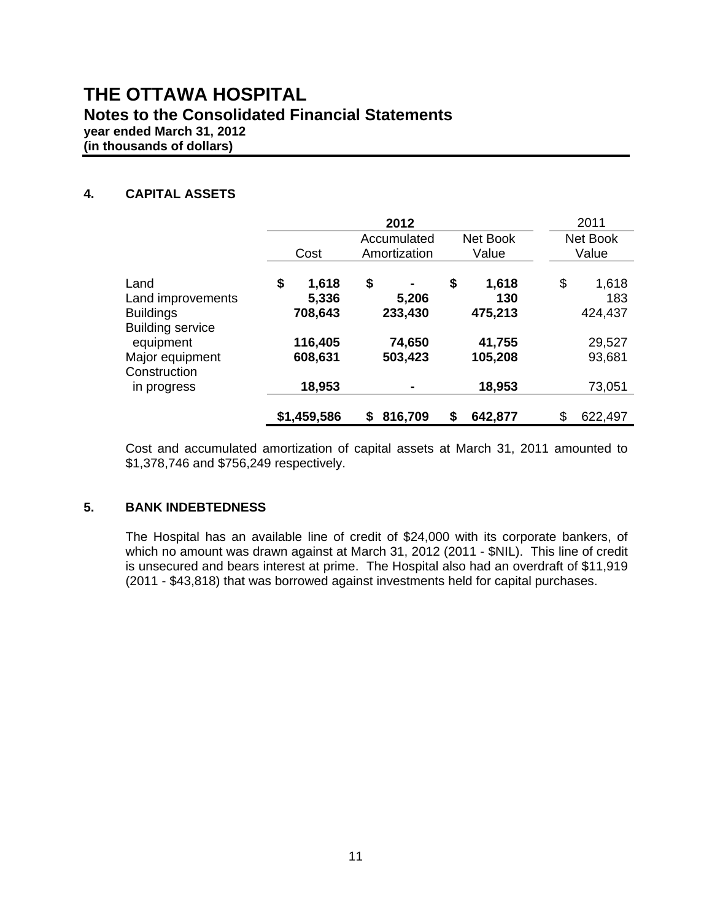# THE OTTAWA HOSPITAL

## Notes to the Consolidated Financial Statements

**year ended March 31, 2012**
**(in thousands of dollars)**

### 4. CAPITAL ASSETS

| | **2012** | | | 2011 |
|---|---|---|---|---|
| | Cost | Accumulated Amortization | Net Book Value | Net Book Value |
| Land | **$ 1,618** | **$ -** | **$ 1,618** | $ 1,618 |
| Land improvements | **5,336** | **5,206** | **130** | 183 |
| Buildings | **708,643** | **233,430** | **475,213** | 424,437 |
| Building service equipment | **116,405** | **74,650** | **41,755** | 29,527 |
| Major equipment | **608,631** | **503,423** | **105,208** | 93,681 |
| Construction in progress | **18,953** | **-** | **18,953** | 73,051 |
| | **$1,459,586** | **$ 816,709** | **$ 642,877** | $ 622,497 |

Cost and accumulated amortization of capital assets at March 31, 2011 amounted to $1,378,746 and $756,249 respectively.

### 5. BANK INDEBTEDNESS

The Hospital has an available line of credit of $24,000 with its corporate bankers, of which no amount was drawn against at March 31, 2012 (2011 - $NIL). This line of credit is unsecured and bears interest at prime. The Hospital also had an overdraft of $11,919 (2011 - $43,818) that was borrowed against investments held for capital purchases.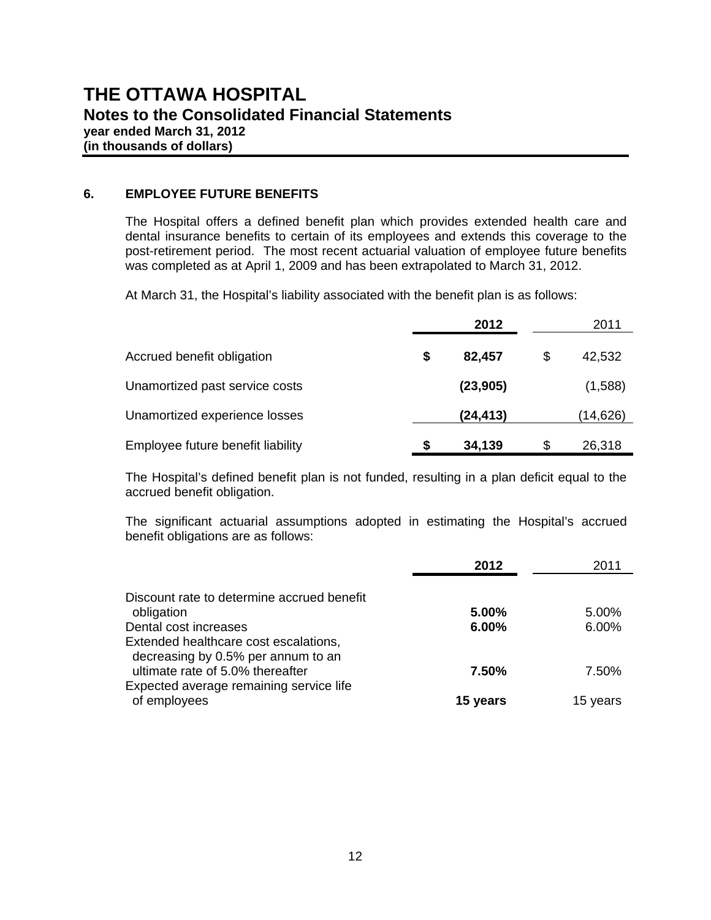# THE OTTAWA HOSPITAL

## Notes to the Consolidated Financial Statements

**year ended March 31, 2012**
**(in thousands of dollars)**

### 6. EMPLOYEE FUTURE BENEFITS

The Hospital offers a defined benefit plan which provides extended health care and dental insurance benefits to certain of its employees and extends this coverage to the post-retirement period. The most recent actuarial valuation of employee future benefits was completed as at April 1, 2009 and has been extrapolated to March 31, 2012.

At March 31, the Hospital's liability associated with the benefit plan is as follows:

| | **2012** | 2011 |
|---|---|---|
| Accrued benefit obligation | **$ 82,457** | $ 42,532 |
| Unamortized past service costs | **(23,905)** | (1,588) |
| Unamortized experience losses | **(24,413)** | (14,626) |
| Employee future benefit liability | **$ 34,139** | $ 26,318 |

The Hospital's defined benefit plan is not funded, resulting in a plan deficit equal to the accrued benefit obligation.

The significant actuarial assumptions adopted in estimating the Hospital's accrued benefit obligations are as follows:

| | **2012** | 2011 |
|---|---|---|
| Discount rate to determine accrued benefit obligation | **5.00%** | 5.00% |
| Dental cost increases | **6.00%** | 6.00% |
| Extended healthcare cost escalations, decreasing by 0.5% per annum to an ultimate rate of 5.0% thereafter | **7.50%** | 7.50% |
| Expected average remaining service life of employees | **15 years** | 15 years |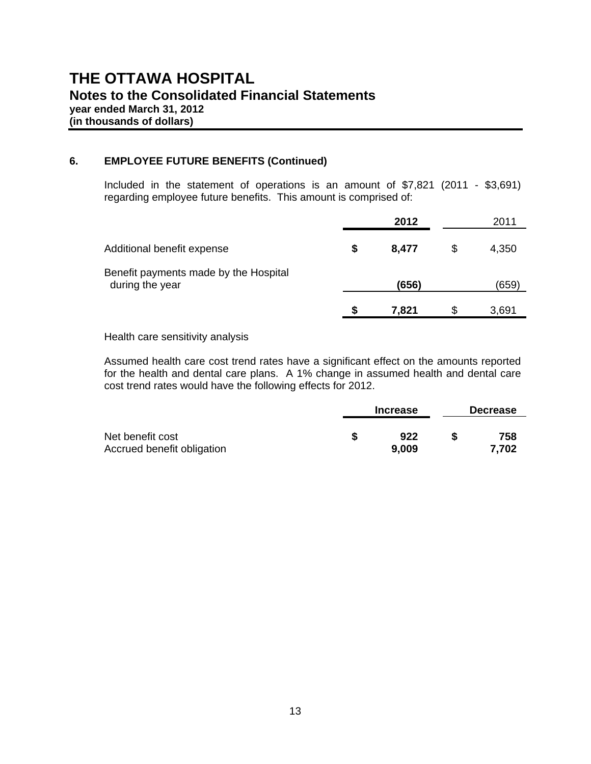# THE OTTAWA HOSPITAL

## Notes to the Consolidated Financial Statements

**year ended March 31, 2012**
**(in thousands of dollars)**

### 6. EMPLOYEE FUTURE BENEFITS (Continued)

Included in the statement of operations is an amount of $7,821 (2011 - $3,691) regarding employee future benefits. This amount is comprised of:

| | 2012 | 2011 |
|---|---|---|
| Additional benefit expense | $ 8,477 | $ 4,350 |
| Benefit payments made by the Hospital during the year | (656) | (659) |
| | $ 7,821 | $ 3,691 |

Health care sensitivity analysis

Assumed health care cost trend rates have a significant effect on the amounts reported for the health and dental care plans. A 1% change in assumed health and dental care cost trend rates would have the following effects for 2012.

| | Increase | Decrease |
|---|---|---|
| Net benefit cost | $ 922 | $ 758 |
| Accrued benefit obligation | 9,009 | 7,702 |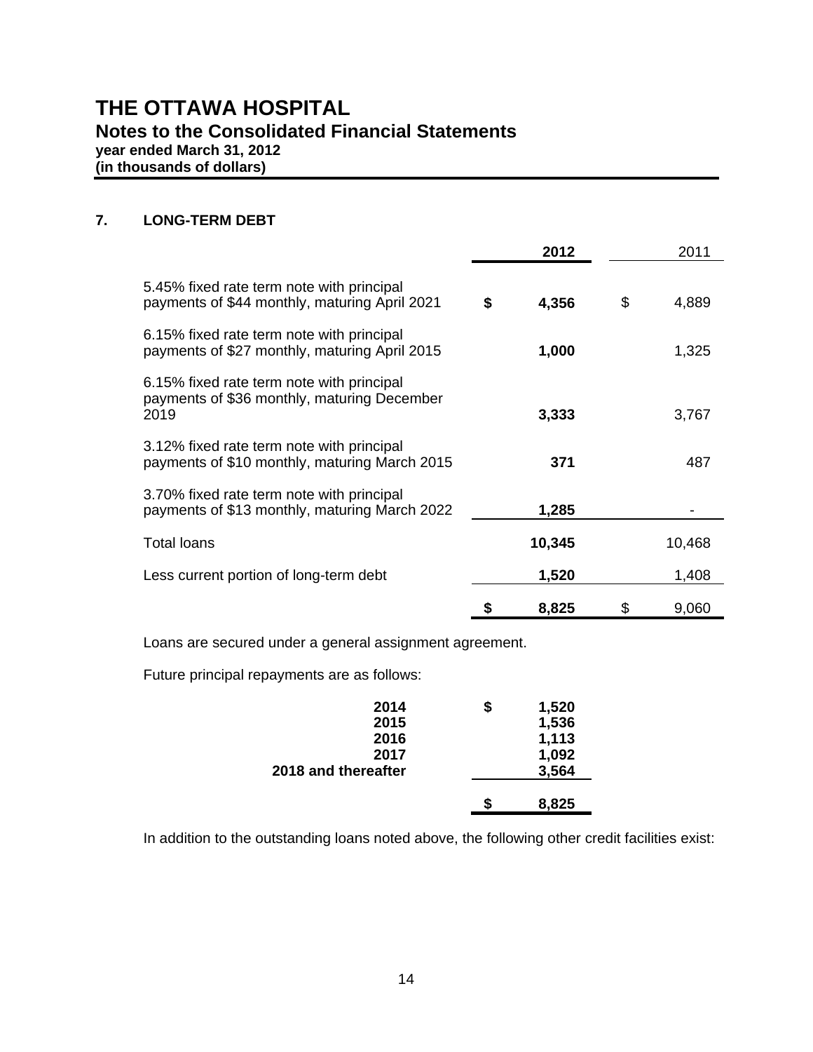# THE OTTAWA HOSPITAL

## Notes to the Consolidated Financial Statements

**year ended March 31, 2012**
**(in thousands of dollars)**

### 7. LONG-TERM DEBT

| | 2012 | 2011 |
|---|---|---|
| 5.45% fixed rate term note with principal payments of $44 monthly, maturing April 2021 | **$ 4,356** | $ 4,889 |
| 6.15% fixed rate term note with principal payments of $27 monthly, maturing April 2015 | **1,000** | 1,325 |
| 6.15% fixed rate term note with principal payments of $36 monthly, maturing December 2019 | **3,333** | 3,767 |
| 3.12% fixed rate term note with principal payments of $10 monthly, maturing March 2015 | **371** | 487 |
| 3.70% fixed rate term note with principal payments of $13 monthly, maturing March 2022 | **1,285** | - |
| Total loans | **10,345** | 10,468 |
| Less current portion of long-term debt | **1,520** | 1,408 |
| | **$ 8,825** | $ 9,060 |

Loans are secured under a general assignment agreement.

Future principal repayments are as follows:

| | |
|---|---|
| **2014** | **$ 1,520** |
| **2015** | **1,536** |
| **2016** | **1,113** |
| **2017** | **1,092** |
| **2018 and thereafter** | **3,564** |
| | **$ 8,825** |

In addition to the outstanding loans noted above, the following other credit facilities exist: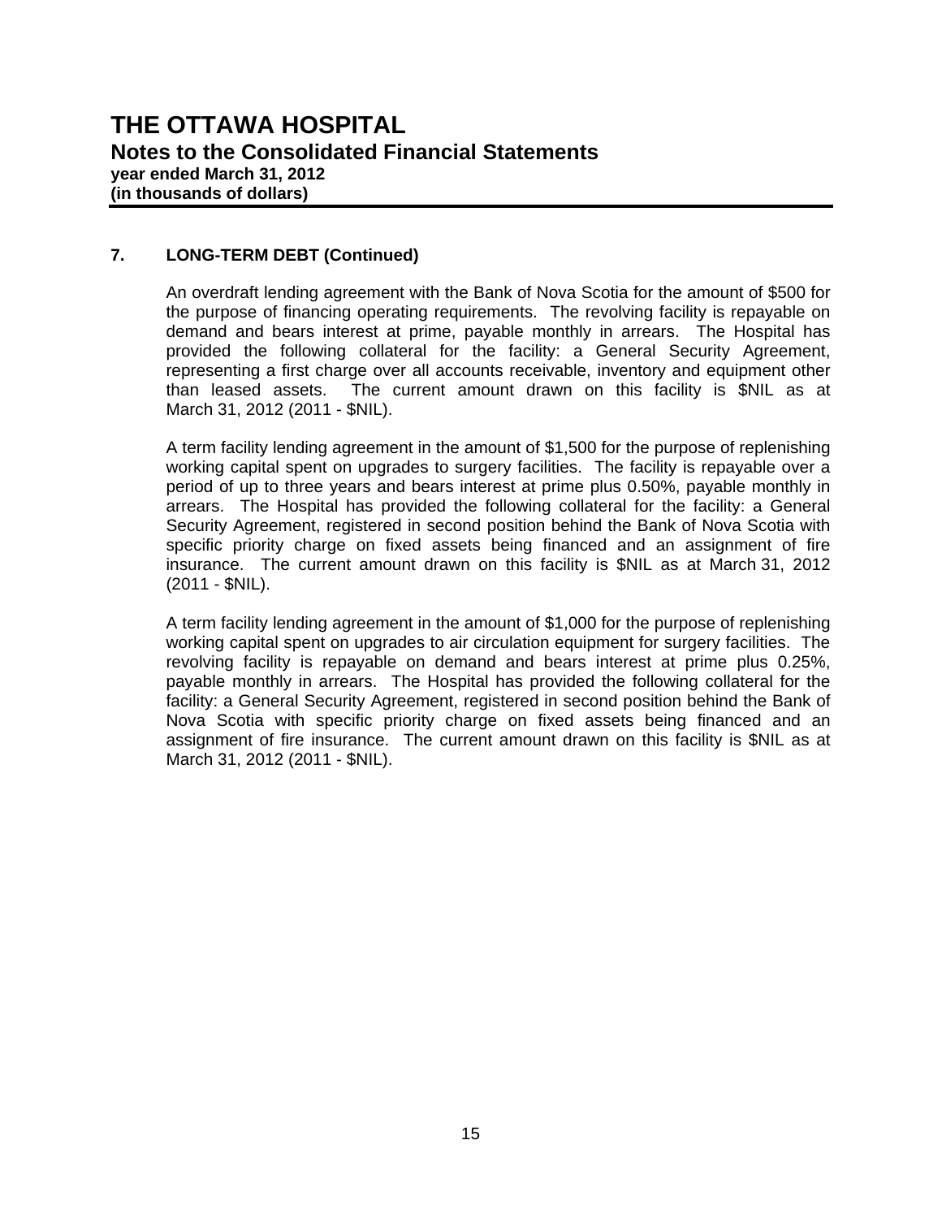# THE OTTAWA HOSPITAL

## Notes to the Consolidated Financial Statements

**year ended March 31, 2012**
**(in thousands of dollars)**

### 7. LONG-TERM DEBT (Continued)

An overdraft lending agreement with the Bank of Nova Scotia for the amount of $500 for the purpose of financing operating requirements. The revolving facility is repayable on demand and bears interest at prime, payable monthly in arrears. The Hospital has provided the following collateral for the facility: a General Security Agreement, representing a first charge over all accounts receivable, inventory and equipment other than leased assets. The current amount drawn on this facility is $NIL as at March 31, 2012 (2011 - $NIL).

A term facility lending agreement in the amount of $1,500 for the purpose of replenishing working capital spent on upgrades to surgery facilities. The facility is repayable over a period of up to three years and bears interest at prime plus 0.50%, payable monthly in arrears. The Hospital has provided the following collateral for the facility: a General Security Agreement, registered in second position behind the Bank of Nova Scotia with specific priority charge on fixed assets being financed and an assignment of fire insurance. The current amount drawn on this facility is $NIL as at March 31, 2012 (2011 - $NIL).

A term facility lending agreement in the amount of $1,000 for the purpose of replenishing working capital spent on upgrades to air circulation equipment for surgery facilities. The revolving facility is repayable on demand and bears interest at prime plus 0.25%, payable monthly in arrears. The Hospital has provided the following collateral for the facility: a General Security Agreement, registered in second position behind the Bank of Nova Scotia with specific priority charge on fixed assets being financed and an assignment of fire insurance. The current amount drawn on this facility is $NIL as at March 31, 2012 (2011 - $NIL).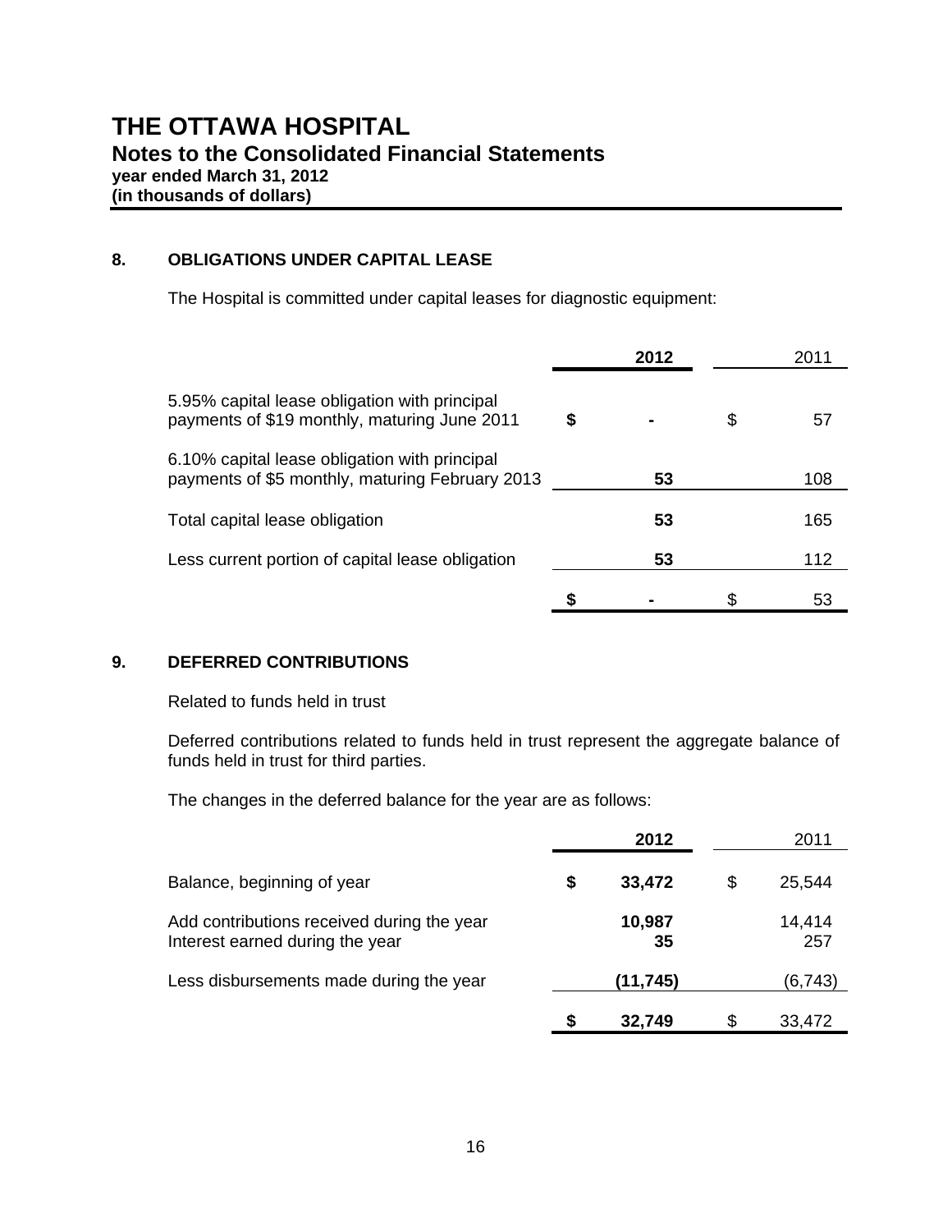# THE OTTAWA HOSPITAL

## Notes to the Consolidated Financial Statements

**year ended March 31, 2012**
**(in thousands of dollars)**

### 8. OBLIGATIONS UNDER CAPITAL LEASE

The Hospital is committed under capital leases for diagnostic equipment:

| | 2012 | 2011 |
|---|---|---|
| 5.95% capital lease obligation with principal payments of $19 monthly, maturing June 2011 | $ - | $ 57 |
| 6.10% capital lease obligation with principal payments of $5 monthly, maturing February 2013 | 53 | 108 |
| Total capital lease obligation | 53 | 165 |
| Less current portion of capital lease obligation | 53 | 112 |
| | $ - | $ 53 |

### 9. DEFERRED CONTRIBUTIONS

Related to funds held in trust

Deferred contributions related to funds held in trust represent the aggregate balance of funds held in trust for third parties.

The changes in the deferred balance for the year are as follows:

| | 2012 | 2011 |
|---|---|---|
| Balance, beginning of year | $ 33,472 | $ 25,544 |
| Add contributions received during the year | 10,987 | 14,414 |
| Interest earned during the year | 35 | 257 |
| Less disbursements made during the year | (11,745) | (6,743) |
| | $ 32,749 | $ 33,472 |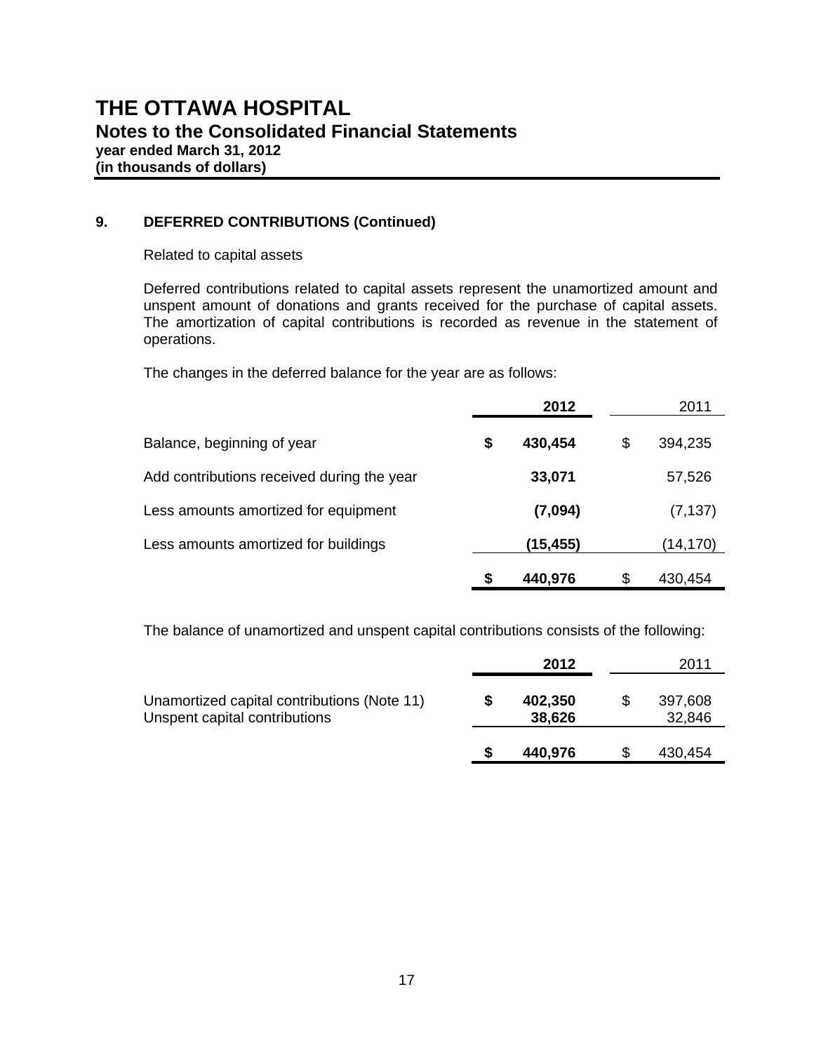# THE OTTAWA HOSPITAL

## Notes to the Consolidated Financial Statements

**year ended March 31, 2012**
**(in thousands of dollars)**

### 9. DEFERRED CONTRIBUTIONS (Continued)

Related to capital assets

Deferred contributions related to capital assets represent the unamortized amount and unspent amount of donations and grants received for the purchase of capital assets. The amortization of capital contributions is recorded as revenue in the statement of operations.

The changes in the deferred balance for the year are as follows:

| | 2012 | 2011 |
|---|---|---|
| Balance, beginning of year | $ 430,454 | $ 394,235 |
| Add contributions received during the year | 33,071 | 57,526 |
| Less amounts amortized for equipment | (7,094) | (7,137) |
| Less amounts amortized for buildings | (15,455) | (14,170) |
| | $ 440,976 | $ 430,454 |

The balance of unamortized and unspent capital contributions consists of the following:

| | 2012 | 2011 |
|---|---|---|
| Unamortized capital contributions (Note 11) | $ 402,350 | $ 397,608 |
| Unspent capital contributions | 38,626 | 32,846 |
| | $ 440,976 | $ 430,454 |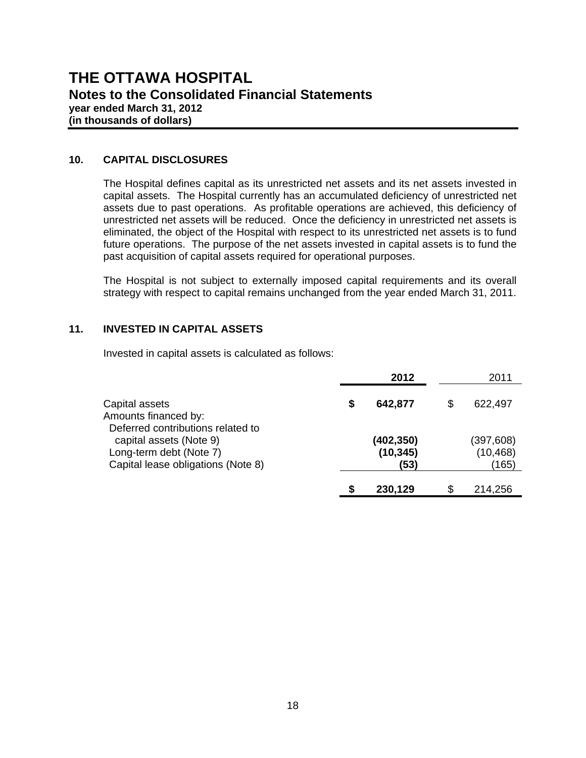# THE OTTAWA HOSPITAL

## Notes to the Consolidated Financial Statements

**year ended March 31, 2012**
**(in thousands of dollars)**

### 10. CAPITAL DISCLOSURES

The Hospital defines capital as its unrestricted net assets and its net assets invested in capital assets. The Hospital currently has an accumulated deficiency of unrestricted net assets due to past operations. As profitable operations are achieved, this deficiency of unrestricted net assets will be reduced. Once the deficiency in unrestricted net assets is eliminated, the object of the Hospital with respect to its unrestricted net assets is to fund future operations. The purpose of the net assets invested in capital assets is to fund the past acquisition of capital assets required for operational purposes.

The Hospital is not subject to externally imposed capital requirements and its overall strategy with respect to capital remains unchanged from the year ended March 31, 2011.

### 11. INVESTED IN CAPITAL ASSETS

Invested in capital assets is calculated as follows:

| | **2012** | 2011 |
|---|---|---|
| Capital assets | **$ 642,877** | $ 622,497 |
| Amounts financed by: | | |
| Deferred contributions related to capital assets (Note 9) | **(402,350)** | (397,608) |
| Long-term debt (Note 7) | **(10,345)** | (10,468) |
| Capital lease obligations (Note 8) | **(53)** | (165) |
| | **$ 230,129** | $ 214,256 |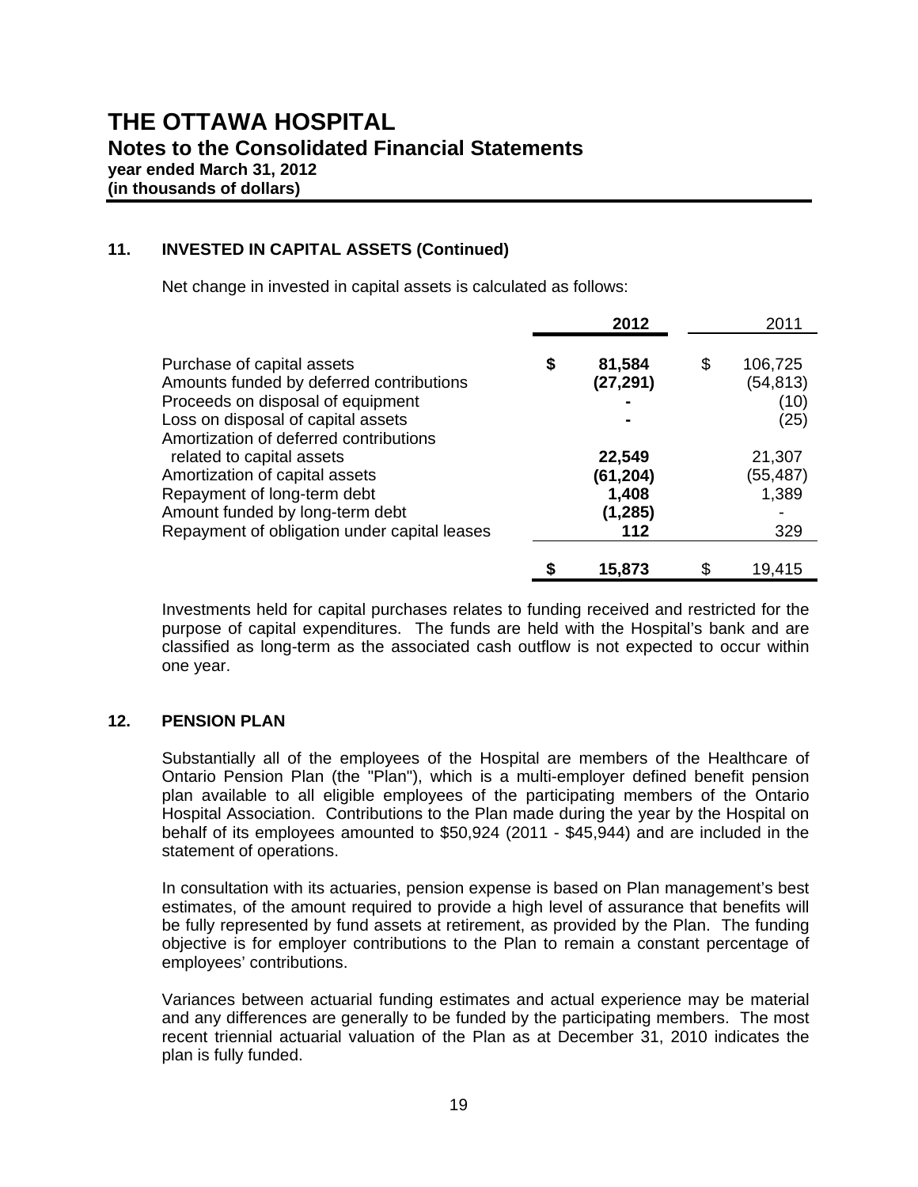# THE OTTAWA HOSPITAL
## Notes to the Consolidated Financial Statements
**year ended March 31, 2012**
**(in thousands of dollars)**

### 11. INVESTED IN CAPITAL ASSETS (Continued)

Net change in invested in capital assets is calculated as follows:

| | 2012 | 2011 |
|---|---|---|
| Purchase of capital assets | $ 81,584 | $ 106,725 |
| Amounts funded by deferred contributions | (27,291) | (54,813) |
| Proceeds on disposal of equipment | - | (10) |
| Loss on disposal of capital assets | - | (25) |
| Amortization of deferred contributions related to capital assets | 22,549 | 21,307 |
| Amortization of capital assets | (61,204) | (55,487) |
| Repayment of long-term debt | 1,408 | 1,389 |
| Amount funded by long-term debt | (1,285) | - |
| Repayment of obligation under capital leases | 112 | 329 |
| | $ 15,873 | $ 19,415 |

Investments held for capital purchases relates to funding received and restricted for the purpose of capital expenditures. The funds are held with the Hospital's bank and are classified as long-term as the associated cash outflow is not expected to occur within one year.

### 12. PENSION PLAN

Substantially all of the employees of the Hospital are members of the Healthcare of Ontario Pension Plan (the "Plan"), which is a multi-employer defined benefit pension plan available to all eligible employees of the participating members of the Ontario Hospital Association. Contributions to the Plan made during the year by the Hospital on behalf of its employees amounted to $50,924 (2011 - $45,944) and are included in the statement of operations.

In consultation with its actuaries, pension expense is based on Plan management's best estimates, of the amount required to provide a high level of assurance that benefits will be fully represented by fund assets at retirement, as provided by the Plan. The funding objective is for employer contributions to the Plan to remain a constant percentage of employees' contributions.

Variances between actuarial funding estimates and actual experience may be material and any differences are generally to be funded by the participating members. The most recent triennial actuarial valuation of the Plan as at December 31, 2010 indicates the plan is fully funded.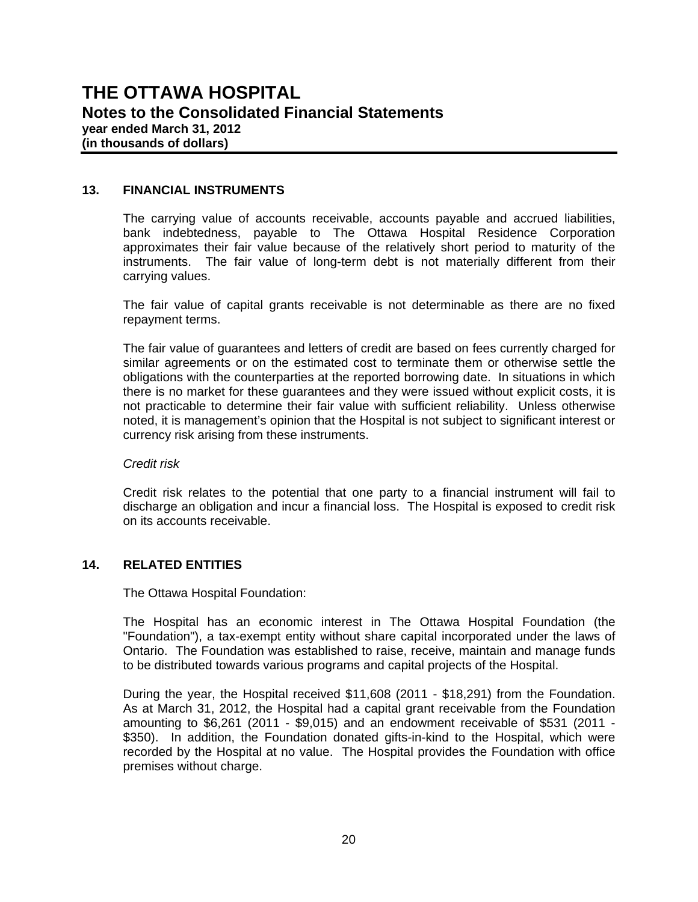# THE OTTAWA HOSPITAL

## Notes to the Consolidated Financial Statements

**year ended March 31, 2012**
**(in thousands of dollars)**

### 13. FINANCIAL INSTRUMENTS

The carrying value of accounts receivable, accounts payable and accrued liabilities, bank indebtedness, payable to The Ottawa Hospital Residence Corporation approximates their fair value because of the relatively short period to maturity of the instruments. The fair value of long-term debt is not materially different from their carrying values.

The fair value of capital grants receivable is not determinable as there are no fixed repayment terms.

The fair value of guarantees and letters of credit are based on fees currently charged for similar agreements or on the estimated cost to terminate them or otherwise settle the obligations with the counterparties at the reported borrowing date. In situations in which there is no market for these guarantees and they were issued without explicit costs, it is not practicable to determine their fair value with sufficient reliability. Unless otherwise noted, it is management's opinion that the Hospital is not subject to significant interest or currency risk arising from these instruments.

*Credit risk*

Credit risk relates to the potential that one party to a financial instrument will fail to discharge an obligation and incur a financial loss. The Hospital is exposed to credit risk on its accounts receivable.

### 14. RELATED ENTITIES

The Ottawa Hospital Foundation:

The Hospital has an economic interest in The Ottawa Hospital Foundation (the "Foundation"), a tax-exempt entity without share capital incorporated under the laws of Ontario. The Foundation was established to raise, receive, maintain and manage funds to be distributed towards various programs and capital projects of the Hospital.

During the year, the Hospital received $11,608 (2011 - $18,291) from the Foundation. As at March 31, 2012, the Hospital had a capital grant receivable from the Foundation amounting to $6,261 (2011 - $9,015) and an endowment receivable of $531 (2011 - $350). In addition, the Foundation donated gifts-in-kind to the Hospital, which were recorded by the Hospital at no value. The Hospital provides the Foundation with office premises without charge.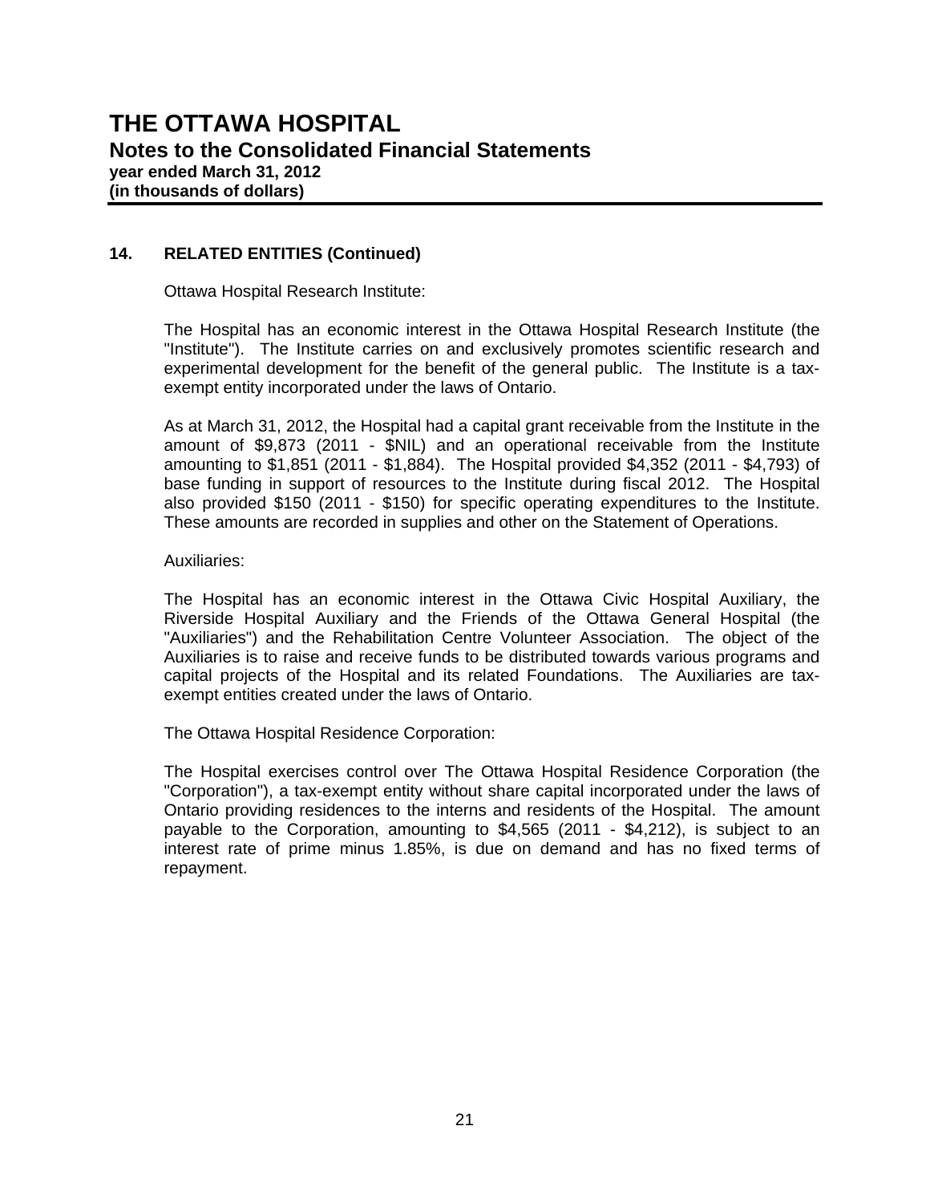## 14. RELATED ENTITIES (Continued)

Ottawa Hospital Research Institute:

The Hospital has an economic interest in the Ottawa Hospital Research Institute (the "Institute"). The Institute carries on and exclusively promotes scientific research and experimental development for the benefit of the general public. The Institute is a tax-exempt entity incorporated under the laws of Ontario.

As at March 31, 2012, the Hospital had a capital grant receivable from the Institute in the amount of $9,873 (2011 - $NIL) and an operational receivable from the Institute amounting to $1,851 (2011 - $1,884). The Hospital provided $4,352 (2011 - $4,793) of base funding in support of resources to the Institute during fiscal 2012. The Hospital also provided $150 (2011 - $150) for specific operating expenditures to the Institute. These amounts are recorded in supplies and other on the Statement of Operations.

Auxiliaries:

The Hospital has an economic interest in the Ottawa Civic Hospital Auxiliary, the Riverside Hospital Auxiliary and the Friends of the Ottawa General Hospital (the "Auxiliaries") and the Rehabilitation Centre Volunteer Association. The object of the Auxiliaries is to raise and receive funds to be distributed towards various programs and capital projects of the Hospital and its related Foundations. The Auxiliaries are tax-exempt entities created under the laws of Ontario.

The Ottawa Hospital Residence Corporation:

The Hospital exercises control over The Ottawa Hospital Residence Corporation (the "Corporation"), a tax-exempt entity without share capital incorporated under the laws of Ontario providing residences to the interns and residents of the Hospital. The amount payable to the Corporation, amounting to $4,565 (2011 - $4,212), is subject to an interest rate of prime minus 1.85%, is due on demand and has no fixed terms of repayment.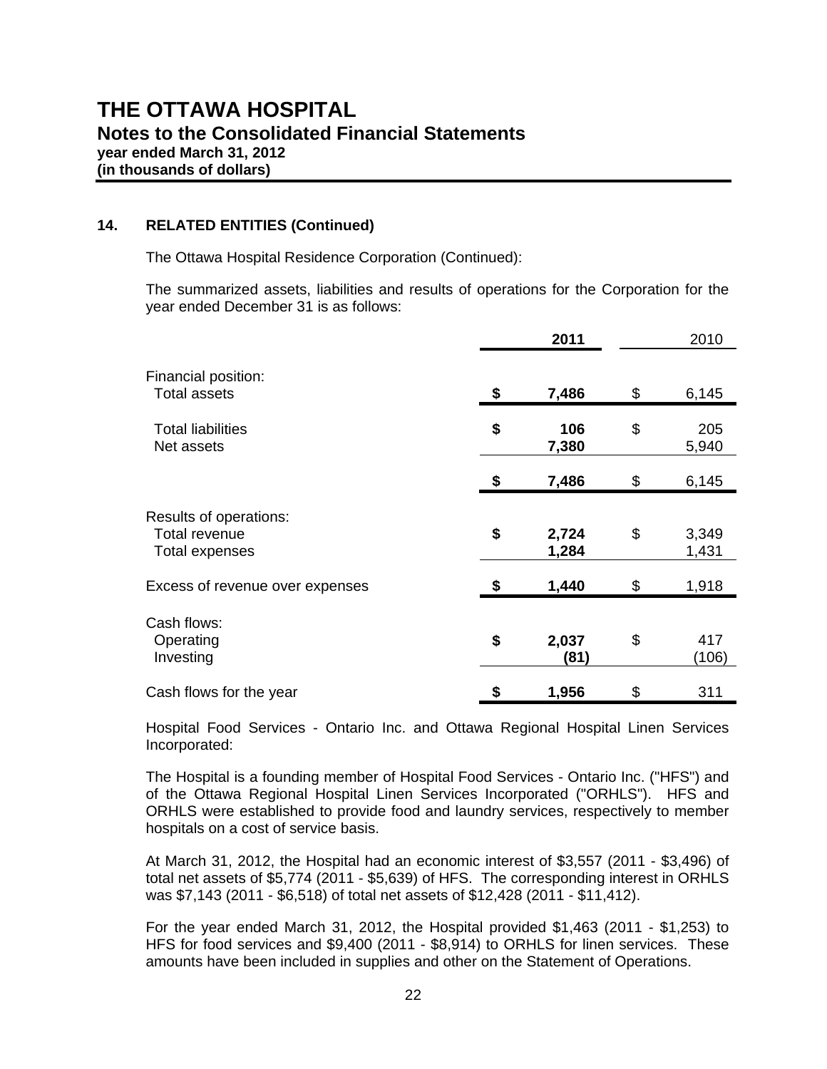# THE OTTAWA HOSPITAL

## Notes to the Consolidated Financial Statements

**year ended March 31, 2012**
**(in thousands of dollars)**

### 14. RELATED ENTITIES (Continued)

The Ottawa Hospital Residence Corporation (Continued):

The summarized assets, liabilities and results of operations for the Corporation for the year ended December 31 is as follows:

| | **2011** | 2010 |
|---|---|---|
| Financial position: | | |
| Total assets | **$ 7,486** | $ 6,145 |
| | | |
| Total liabilities | **$ 106** | $ 205 |
| Net assets | **7,380** | 5,940 |
| | **$ 7,486** | $ 6,145 |
| | | |
| Results of operations: | | |
| Total revenue | **$ 2,724** | $ 3,349 |
| Total expenses | **1,284** | 1,431 |
| Excess of revenue over expenses | **$ 1,440** | $ 1,918 |
| | | |
| Cash flows: | | |
| Operating | **$ 2,037** | $ 417 |
| Investing | **(81)** | (106) |
| Cash flows for the year | **$ 1,956** | $ 311 |

Hospital Food Services - Ontario Inc. and Ottawa Regional Hospital Linen Services Incorporated:

The Hospital is a founding member of Hospital Food Services - Ontario Inc. ("HFS") and of the Ottawa Regional Hospital Linen Services Incorporated ("ORHLS"). HFS and ORHLS were established to provide food and laundry services, respectively to member hospitals on a cost of service basis.

At March 31, 2012, the Hospital had an economic interest of $3,557 (2011 - $3,496) of total net assets of $5,774 (2011 - $5,639) of HFS. The corresponding interest in ORHLS was $7,143 (2011 - $6,518) of total net assets of $12,428 (2011 - $11,412).

For the year ended March 31, 2012, the Hospital provided $1,463 (2011 - $1,253) to HFS for food services and $9,400 (2011 - $8,914) to ORHLS for linen services. These amounts have been included in supplies and other on the Statement of Operations.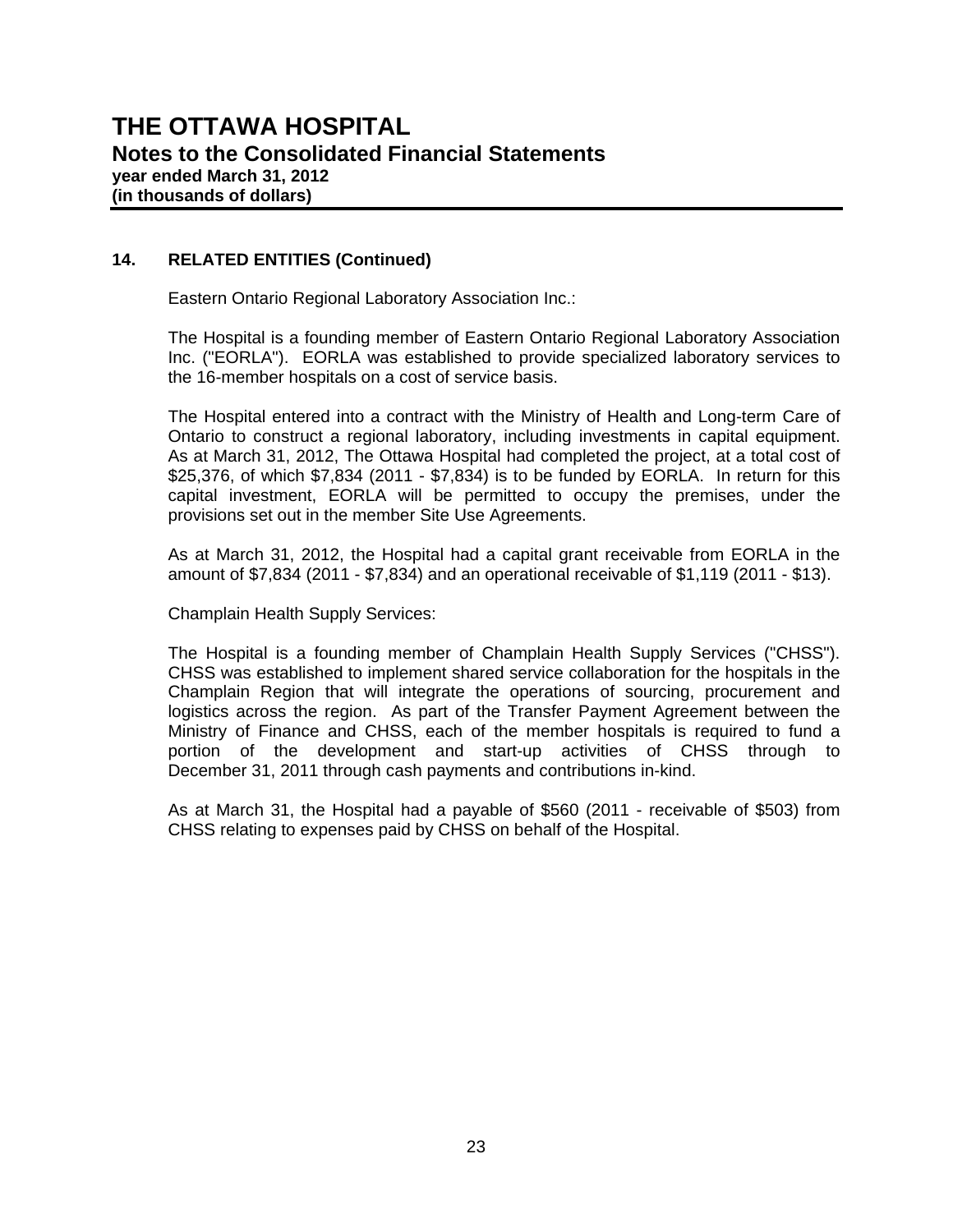## 14. RELATED ENTITIES (Continued)

Eastern Ontario Regional Laboratory Association Inc.:

The Hospital is a founding member of Eastern Ontario Regional Laboratory Association Inc. ("EORLA"). EORLA was established to provide specialized laboratory services to the 16-member hospitals on a cost of service basis.

The Hospital entered into a contract with the Ministry of Health and Long-term Care of Ontario to construct a regional laboratory, including investments in capital equipment. As at March 31, 2012, The Ottawa Hospital had completed the project, at a total cost of $25,376, of which $7,834 (2011 - $7,834) is to be funded by EORLA. In return for this capital investment, EORLA will be permitted to occupy the premises, under the provisions set out in the member Site Use Agreements.

As at March 31, 2012, the Hospital had a capital grant receivable from EORLA in the amount of $7,834 (2011 - $7,834) and an operational receivable of $1,119 (2011 - $13).

Champlain Health Supply Services:

The Hospital is a founding member of Champlain Health Supply Services ("CHSS"). CHSS was established to implement shared service collaboration for the hospitals in the Champlain Region that will integrate the operations of sourcing, procurement and logistics across the region. As part of the Transfer Payment Agreement between the Ministry of Finance and CHSS, each of the member hospitals is required to fund a portion of the development and start-up activities of CHSS through to December 31, 2011 through cash payments and contributions in-kind.

As at March 31, the Hospital had a payable of $560 (2011 - receivable of $503) from CHSS relating to expenses paid by CHSS on behalf of the Hospital.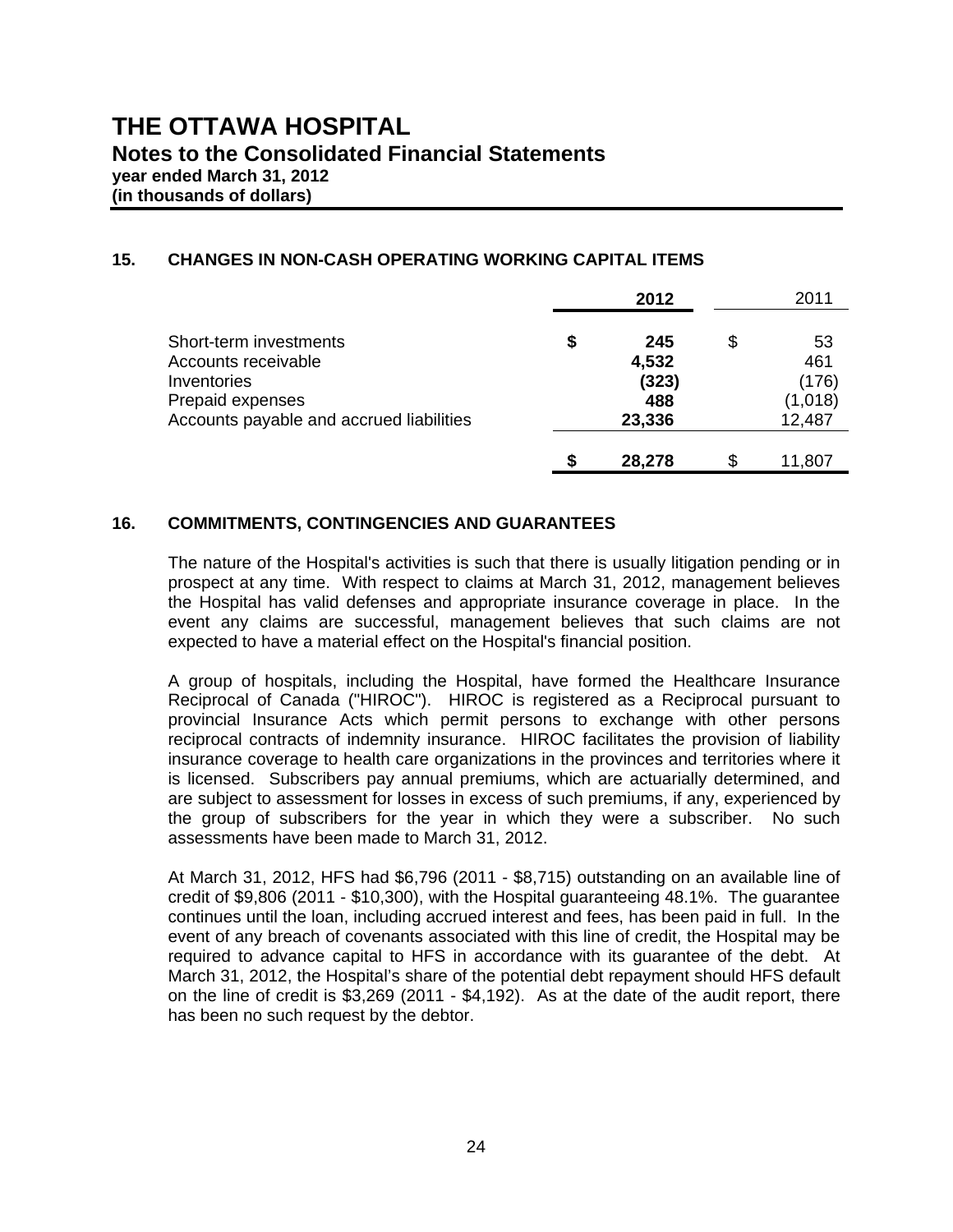# THE OTTAWA HOSPITAL

## Notes to the Consolidated Financial Statements

**year ended March 31, 2012**
**(in thousands of dollars)**

### 15. CHANGES IN NON-CASH OPERATING WORKING CAPITAL ITEMS

| | **2012** | 2011 |
|---|---|---|
| Short-term investments | **$ 245** | $ 53 |
| Accounts receivable | **4,532** | 461 |
| Inventories | **(323)** | (176) |
| Prepaid expenses | **488** | (1,018) |
| Accounts payable and accrued liabilities | **23,336** | 12,487 |
| | **$ 28,278** | $ 11,807 |

### 16. COMMITMENTS, CONTINGENCIES AND GUARANTEES

The nature of the Hospital's activities is such that there is usually litigation pending or in prospect at any time. With respect to claims at March 31, 2012, management believes the Hospital has valid defenses and appropriate insurance coverage in place. In the event any claims are successful, management believes that such claims are not expected to have a material effect on the Hospital's financial position.

A group of hospitals, including the Hospital, have formed the Healthcare Insurance Reciprocal of Canada ("HIROC"). HIROC is registered as a Reciprocal pursuant to provincial Insurance Acts which permit persons to exchange with other persons reciprocal contracts of indemnity insurance. HIROC facilitates the provision of liability insurance coverage to health care organizations in the provinces and territories where it is licensed. Subscribers pay annual premiums, which are actuarially determined, and are subject to assessment for losses in excess of such premiums, if any, experienced by the group of subscribers for the year in which they were a subscriber. No such assessments have been made to March 31, 2012.

At March 31, 2012, HFS had $6,796 (2011 - $8,715) outstanding on an available line of credit of $9,806 (2011 - $10,300), with the Hospital guaranteeing 48.1%. The guarantee continues until the loan, including accrued interest and fees, has been paid in full. In the event of any breach of covenants associated with this line of credit, the Hospital may be required to advance capital to HFS in accordance with its guarantee of the debt. At March 31, 2012, the Hospital's share of the potential debt repayment should HFS default on the line of credit is $3,269 (2011 - $4,192). As at the date of the audit report, there has been no such request by the debtor.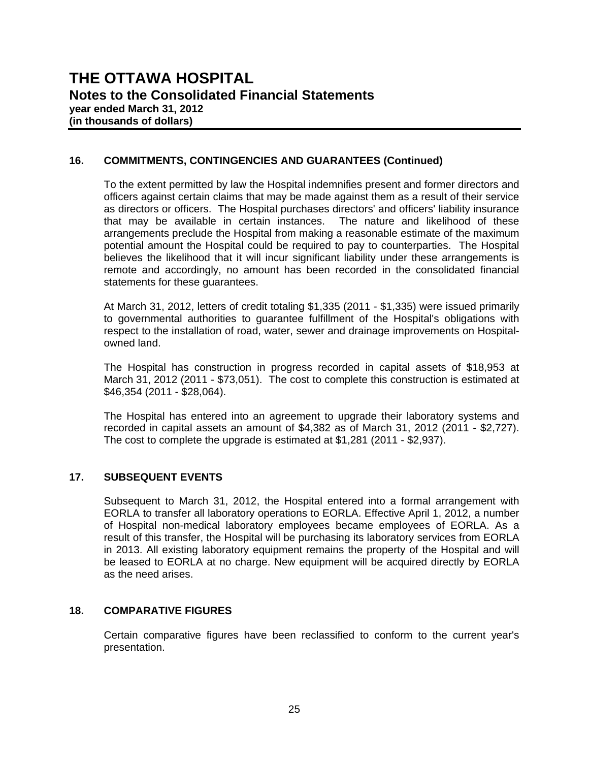# THE OTTAWA HOSPITAL

## Notes to the Consolidated Financial Statements

**year ended March 31, 2012**
**(in thousands of dollars)**

### 16. COMMITMENTS, CONTINGENCIES AND GUARANTEES (Continued)

To the extent permitted by law the Hospital indemnifies present and former directors and officers against certain claims that may be made against them as a result of their service as directors or officers. The Hospital purchases directors' and officers' liability insurance that may be available in certain instances. The nature and likelihood of these arrangements preclude the Hospital from making a reasonable estimate of the maximum potential amount the Hospital could be required to pay to counterparties. The Hospital believes the likelihood that it will incur significant liability under these arrangements is remote and accordingly, no amount has been recorded in the consolidated financial statements for these guarantees.

At March 31, 2012, letters of credit totaling $1,335 (2011 - $1,335) were issued primarily to governmental authorities to guarantee fulfillment of the Hospital's obligations with respect to the installation of road, water, sewer and drainage improvements on Hospital-owned land.

The Hospital has construction in progress recorded in capital assets of $18,953 at March 31, 2012 (2011 - $73,051). The cost to complete this construction is estimated at $46,354 (2011 - $28,064).

The Hospital has entered into an agreement to upgrade their laboratory systems and recorded in capital assets an amount of $4,382 as of March 31, 2012 (2011 - $2,727). The cost to complete the upgrade is estimated at $1,281 (2011 - $2,937).

### 17. SUBSEQUENT EVENTS

Subsequent to March 31, 2012, the Hospital entered into a formal arrangement with EORLA to transfer all laboratory operations to EORLA. Effective April 1, 2012, a number of Hospital non-medical laboratory employees became employees of EORLA. As a result of this transfer, the Hospital will be purchasing its laboratory services from EORLA in 2013. All existing laboratory equipment remains the property of the Hospital and will be leased to EORLA at no charge. New equipment will be acquired directly by EORLA as the need arises.

### 18. COMPARATIVE FIGURES

Certain comparative figures have been reclassified to conform to the current year's presentation.